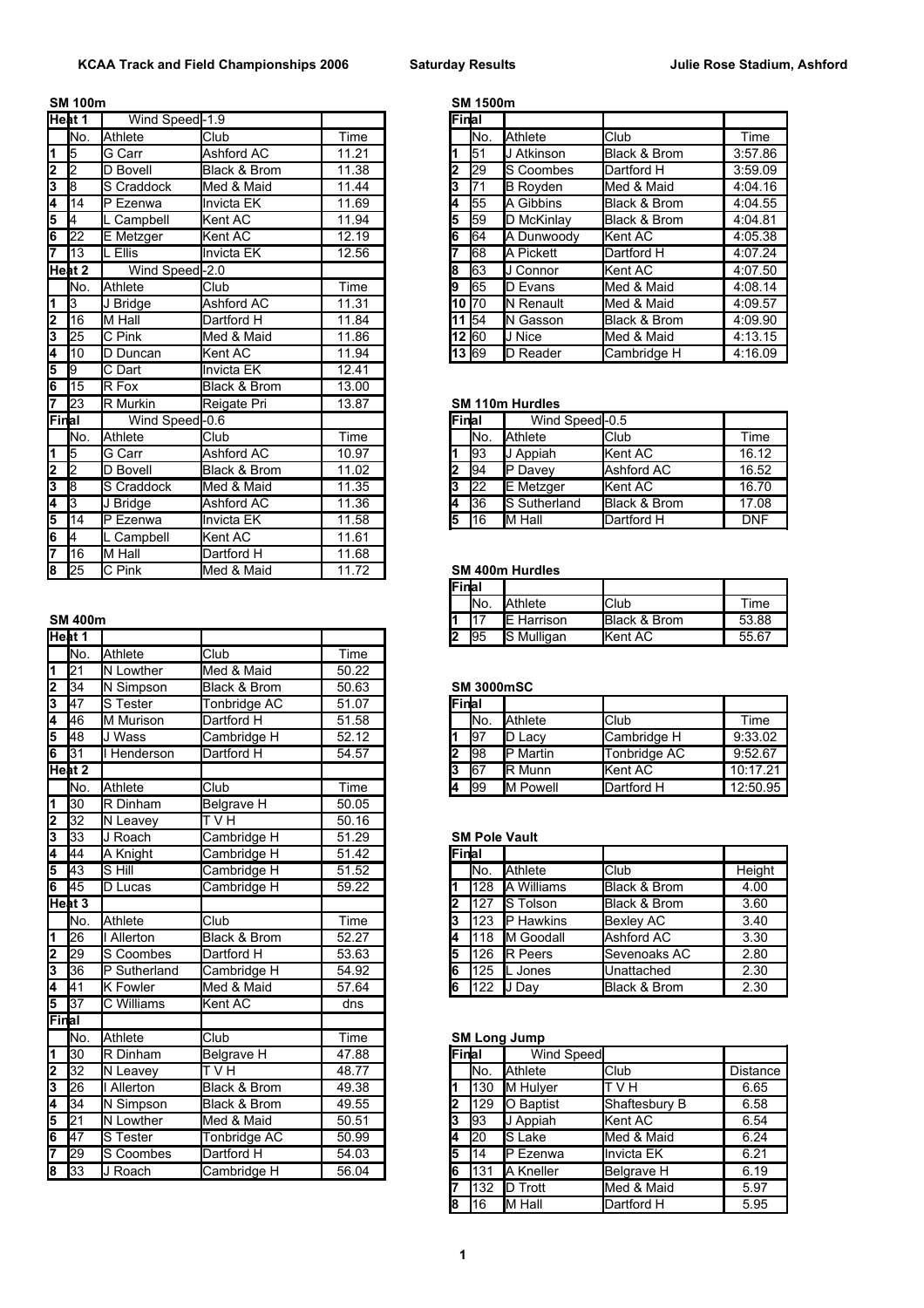**KCAA Track and Field Championships 2006 — Saturday Results — Julie Rose Stadium, Ashford**

### SM 100m

| | No. | Athlete | Club | Time |
|---|---|---|---|---|
| **Heat 1** | | Wind Speed -1.9 | | |
| 1 | 5 | G Carr | Ashford AC | 11.21 |
| 2 | 2 | D Bovell | Black & Brom | 11.38 |
| 3 | 8 | S Craddock | Med & Maid | 11.44 |
| 4 | 14 | P Ezenwa | Invicta EK | 11.69 |
| 5 | 4 | L Campbell | Kent AC | 11.94 |
| 6 | 22 | E Metzger | Kent AC | 12.19 |
| 7 | 13 | L Ellis | Invicta EK | 12.56 |
| **Heat 2** | | Wind Speed -2.0 | | |
| | No. | Athlete | Club | Time |
| 1 | 3 | J Bridge | Ashford AC | 11.31 |
| 2 | 16 | M Hall | Dartford H | 11.84 |
| 3 | 25 | C Pink | Med & Maid | 11.86 |
| 4 | 10 | D Duncan | Kent AC | 11.94 |
| 5 | 9 | C Dart | Invicta EK | 12.41 |
| 6 | 15 | R Fox | Black & Brom | 13.00 |
| 7 | 23 | R Murkin | Reigate Pri | 13.87 |
| **Final** | | Wind Speed -0.6 | | |
| | No. | Athlete | Club | Time |
| 1 | 5 | G Carr | Ashford AC | 10.97 |
| 2 | 2 | D Bovell | Black & Brom | 11.02 |
| 3 | 8 | S Craddock | Med & Maid | 11.35 |
| 4 | 3 | J Bridge | Ashford AC | 11.36 |
| 5 | 14 | P Ezenwa | Invicta EK | 11.58 |
| 6 | 4 | L Campbell | Kent AC | 11.61 |
| 7 | 16 | M Hall | Dartford H | 11.68 |
| 8 | 25 | C Pink | Med & Maid | 11.72 |

### SM 400m

| | No. | Athlete | Club | Time |
|---|---|---|---|---|
| **Heat 1** | | | | |
| 1 | 21 | N Lowther | Med & Maid | 50.22 |
| 2 | 34 | N Simpson | Black & Brom | 50.63 |
| 3 | 47 | S Tester | Tonbridge AC | 51.07 |
| 4 | 46 | M Murison | Dartford H | 51.58 |
| 5 | 48 | J Wass | Cambridge H | 52.12 |
| 6 | 31 | I Henderson | Dartford H | 54.57 |
| **Heat 2** | | | | |
| | No. | Athlete | Club | Time |
| 1 | 30 | R Dinham | Belgrave H | 50.05 |
| 2 | 32 | N Leavey | T V H | 50.16 |
| 3 | 33 | J Roach | Cambridge H | 51.29 |
| 4 | 44 | A Knight | Cambridge H | 51.42 |
| 5 | 43 | S Hill | Cambridge H | 51.52 |
| 6 | 45 | D Lucas | Cambridge H | 59.22 |
| **Heat 3** | | | | |
| | No. | Athlete | Club | Time |
| 1 | 26 | I Allerton | Black & Brom | 52.27 |
| 2 | 29 | S Coombes | Dartford H | 53.63 |
| 3 | 36 | P Sutherland | Cambridge H | 54.92 |
| 4 | 41 | K Fowler | Med & Maid | 57.64 |
| 5 | 37 | C Williams | Kent AC | dns |
| **Final** | | | | |
| | No. | Athlete | Club | Time |
| 1 | 30 | R Dinham | Belgrave H | 47.88 |
| 2 | 32 | N Leavey | T V H | 48.77 |
| 3 | 26 | I Allerton | Black & Brom | 49.38 |
| 4 | 34 | N Simpson | Black & Brom | 49.55 |
| 5 | 21 | N Lowther | Med & Maid | 50.51 |
| 6 | 47 | S Tester | Tonbridge AC | 50.99 |
| 7 | 29 | S Coombes | Dartford H | 54.03 |
| 8 | 33 | J Roach | Cambridge H | 56.04 |

### SM 1500m

| Final | No. | Athlete | Club | Time |
|---|---|---|---|---|
| 1 | 51 | J Atkinson | Black & Brom | 3:57.86 |
| 2 | 29 | S Coombes | Dartford H | 3:59.09 |
| 3 | 71 | B Royden | Med & Maid | 4:04.16 |
| 4 | 55 | A Gibbins | Black & Brom | 4:04.55 |
| 5 | 59 | D McKinlay | Black & Brom | 4:04.81 |
| 6 | 64 | A Dunwoody | Kent AC | 4:05.38 |
| 7 | 68 | A Pickett | Dartford H | 4:07.24 |
| 8 | 63 | J Connor | Kent AC | 4:07.50 |
| 9 | 65 | D Evans | Med & Maid | 4:08.14 |
| 10 | 70 | N Renault | Med & Maid | 4:09.57 |
| 11 | 54 | N Gasson | Black & Brom | 4:09.90 |
| 12 | 60 | J Nice | Med & Maid | 4:13.15 |
| 13 | 69 | D Reader | Cambridge H | 4:16.09 |

### SM 110m Hurdles

| Final | | Wind Speed -0.5 | | |
|---|---|---|---|---|
| | No. | Athlete | Club | Time |
| 1 | 93 | J Appiah | Kent AC | 16.12 |
| 2 | 94 | P Davey | Ashford AC | 16.52 |
| 3 | 22 | E Metzger | Kent AC | 16.70 |
| 4 | 36 | S Sutherland | Black & Brom | 17.08 |
| 5 | 16 | M Hall | Dartford H | DNF |

### SM 400m Hurdles

| Final | No. | Athlete | Club | Time |
|---|---|---|---|---|
| 1 | 17 | E Harrison | Black & Brom | 53.88 |
| 2 | 95 | S Mulligan | Kent AC | 55.67 |

### SM 3000mSC

| Final | No. | Athlete | Club | Time |
|---|---|---|---|---|
| 1 | 97 | D Lacy | Cambridge H | 9:33.02 |
| 2 | 98 | P Martin | Tonbridge AC | 9:52.67 |
| 3 | 67 | R Munn | Kent AC | 10:17.21 |
| 4 | 99 | M Powell | Dartford H | 12:50.95 |

### SM Pole Vault

| Final | No. | Athlete | Club | Height |
|---|---|---|---|---|
| 1 | 128 | A Williams | Black & Brom | 4.00 |
| 2 | 127 | S Tolson | Black & Brom | 3.60 |
| 3 | 123 | P Hawkins | Bexley AC | 3.40 |
| 4 | 118 | M Goodall | Ashford AC | 3.30 |
| 5 | 126 | R Peers | Sevenoaks AC | 2.80 |
| 6 | 125 | L Jones | Unattached | 2.30 |
| 6 | 122 | J Day | Black & Brom | 2.30 |

### SM Long Jump

| Final | | Wind Speed | | |
|---|---|---|---|---|
| | No. | Athlete | Club | Distance |
| 1 | 130 | M Hulyer | T V H | 6.65 |
| 2 | 129 | O Baptist | Shaftesbury B | 6.58 |
| 3 | 93 | J Appiah | Kent AC | 6.54 |
| 4 | 20 | S Lake | Med & Maid | 6.24 |
| 5 | 14 | P Ezenwa | Invicta EK | 6.21 |
| 6 | 131 | A Kneller | Belgrave H | 6.19 |
| 7 | 132 | D Trott | Med & Maid | 5.97 |
| 8 | 16 | M Hall | Dartford H | 5.95 |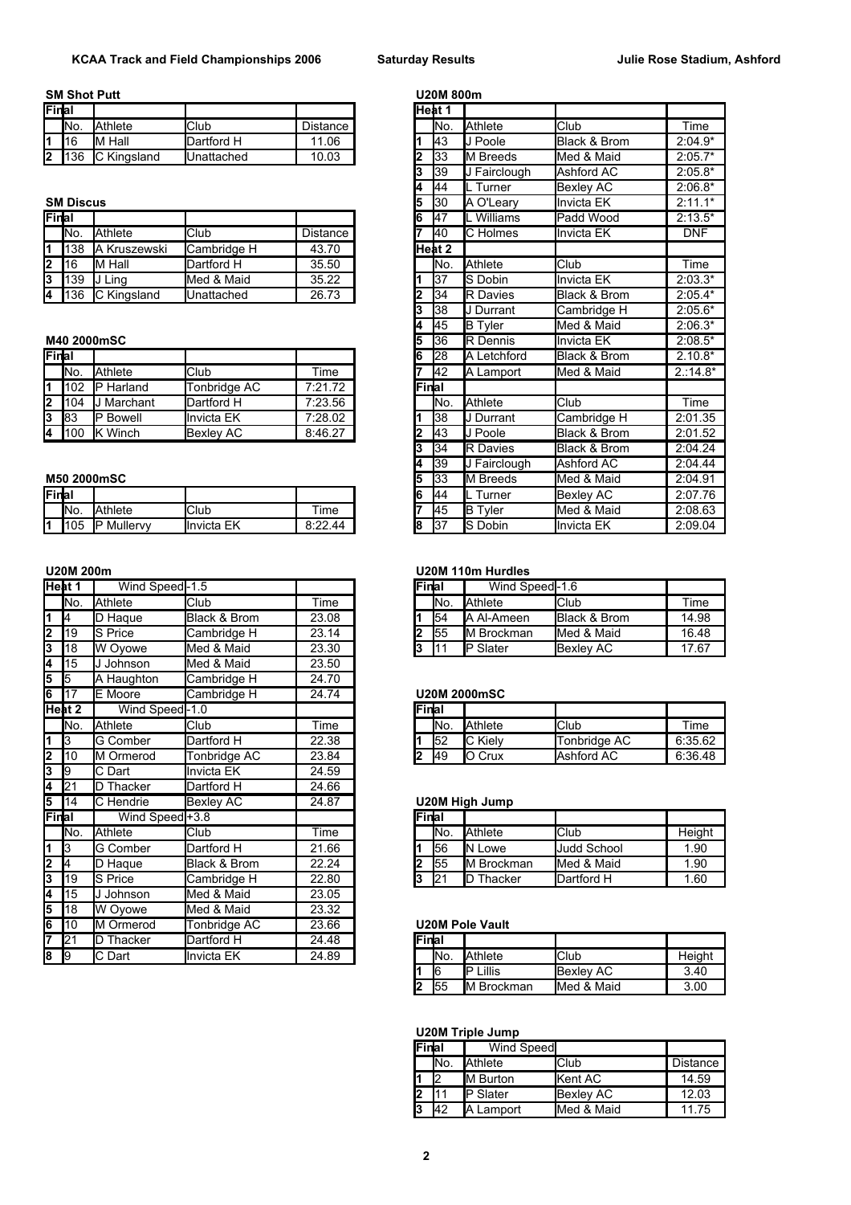KCAA Track and Field Championships 2006 — Saturday Results — Julie Rose Stadium, Ashford

### SM Shot Putt

| Final | | | | |
|---|---|---|---|---|
| | No. | Athlete | Club | Distance |
| 1 | 16 | M Hall | Dartford H | 11.06 |
| 2 | 136 | C Kingsland | Unattached | 10.03 |

### SM Discus

| Final | | | | |
|---|---|---|---|---|
| | No. | Athlete | Club | Distance |
| 1 | 138 | A Kruszewski | Cambridge H | 43.70 |
| 2 | 16 | M Hall | Dartford H | 35.50 |
| 3 | 139 | J Ling | Med & Maid | 35.22 |
| 4 | 136 | C Kingsland | Unattached | 26.73 |

### M40 2000mSC

| Final | | | | |
|---|---|---|---|---|
| | No. | Athlete | Club | Time |
| 1 | 102 | P Harland | Tonbridge AC | 7:21.72 |
| 2 | 104 | J Marchant | Dartford H | 7:23.56 |
| 3 | 83 | P Bowell | Invicta EK | 7:28.02 |
| 4 | 100 | K Winch | Bexley AC | 8:46.27 |

### M50 2000mSC

| Final | | | | |
|---|---|---|---|---|
| | No. | Athlete | Club | Time |
| 1 | 105 | P Mullervy | Invicta EK | 8:22.44 |

### U20M 200m

| Heat 1 | | Wind Speed -1.5 | | |
|---|---|---|---|---|
| | No. | Athlete | Club | Time |
| 1 | 4 | D Haque | Black & Brom | 23.08 |
| 2 | 19 | S Price | Cambridge H | 23.14 |
| 3 | 18 | W Oyowe | Med & Maid | 23.30 |
| 4 | 15 | J Johnson | Med & Maid | 23.50 |
| 5 | 5 | A Haughton | Cambridge H | 24.70 |
| 6 | 17 | E Moore | Cambridge H | 24.74 |
| **Heat 2** | | Wind Speed -1.0 | | |
| | No. | Athlete | Club | Time |
| 1 | 3 | G Comber | Dartford H | 22.38 |
| 2 | 10 | M Ormerod | Tonbridge AC | 23.84 |
| 3 | 9 | C Dart | Invicta EK | 24.59 |
| 4 | 21 | D Thacker | Dartford H | 24.66 |
| 5 | 14 | C Hendrie | Bexley AC | 24.87 |
| **Final** | | Wind Speed +3.8 | | |
| | No. | Athlete | Club | Time |
| 1 | 3 | G Comber | Dartford H | 21.66 |
| 2 | 4 | D Haque | Black & Brom | 22.24 |
| 3 | 19 | S Price | Cambridge H | 22.80 |
| 4 | 15 | J Johnson | Med & Maid | 23.05 |
| 5 | 18 | W Oyowe | Med & Maid | 23.32 |
| 6 | 10 | M Ormerod | Tonbridge AC | 23.66 |
| 7 | 21 | D Thacker | Dartford H | 24.48 |
| 8 | 9 | C Dart | Invicta EK | 24.89 |

### U20M 800m

| Heat 1 | | | | |
|---|---|---|---|---|
| | No. | Athlete | Club | Time |
| 1 | 43 | J Poole | Black & Brom | 2:04.9* |
| 2 | 33 | M Breeds | Med & Maid | 2:05.7* |
| 3 | 39 | J Fairclough | Ashford AC | 2:05.8* |
| 4 | 44 | L Turner | Bexley AC | 2:06.8* |
| 5 | 30 | A O'Leary | Invicta EK | 2:11.1* |
| 6 | 47 | L Williams | Padd Wood | 2:13.5* |
| 7 | 40 | C Holmes | Invicta EK | DNF |
| **Heat 2** | | | | |
| | No. | Athlete | Club | Time |
| 1 | 37 | S Dobin | Invicta EK | 2:03.3* |
| 2 | 34 | R Davies | Black & Brom | 2:05.4* |
| 3 | 38 | J Durrant | Cambridge H | 2:05.6* |
| 4 | 45 | B Tyler | Med & Maid | 2:06.3* |
| 5 | 36 | R Dennis | Invicta EK | 2:08.5* |
| 6 | 28 | A Letchford | Black & Brom | 2.10.8* |
| 7 | 42 | A Lamport | Med & Maid | 2.:14.8* |
| **Final** | | | | |
| | No. | Athlete | Club | Time |
| 1 | 38 | J Durrant | Cambridge H | 2:01.35 |
| 2 | 43 | J Poole | Black & Brom | 2:01.52 |
| 3 | 34 | R Davies | Black & Brom | 2:04.24 |
| 4 | 39 | J Fairclough | Ashford AC | 2:04.44 |
| 5 | 33 | M Breeds | Med & Maid | 2:04.91 |
| 6 | 44 | L Turner | Bexley AC | 2:07.76 |
| 7 | 45 | B Tyler | Med & Maid | 2:08.63 |
| 8 | 37 | S Dobin | Invicta EK | 2:09.04 |

### U20M 110m Hurdles

| Final | | Wind Speed -1.6 | | |
|---|---|---|---|---|
| | No. | Athlete | Club | Time |
| 1 | 54 | A Al-Ameen | Black & Brom | 14.98 |
| 2 | 55 | M Brockman | Med & Maid | 16.48 |
| 3 | 11 | P Slater | Bexley AC | 17.67 |

### U20M 2000mSC

| Final | | | | |
|---|---|---|---|---|
| | No. | Athlete | Club | Time |
| 1 | 52 | C Kiely | Tonbridge AC | 6:35.62 |
| 2 | 49 | O Crux | Ashford AC | 6:36.48 |

### U20M High Jump

| Final | | | | |
|---|---|---|---|---|
| | No. | Athlete | Club | Height |
| 1 | 56 | N Lowe | Judd School | 1.90 |
| 2 | 55 | M Brockman | Med & Maid | 1.90 |
| 3 | 21 | D Thacker | Dartford H | 1.60 |

### U20M Pole Vault

| Final | | | | |
|---|---|---|---|---|
| | No. | Athlete | Club | Height |
| 1 | 6 | P Lillis | Bexley AC | 3.40 |
| 2 | 55 | M Brockman | Med & Maid | 3.00 |

### U20M Triple Jump

| Final | | Wind Speed | | |
|---|---|---|---|---|
| | No. | Athlete | Club | Distance |
| 1 | 2 | M Burton | Kent AC | 14.59 |
| 2 | 11 | P Slater | Bexley AC | 12.03 |
| 3 | 42 | A Lamport | Med & Maid | 11.75 |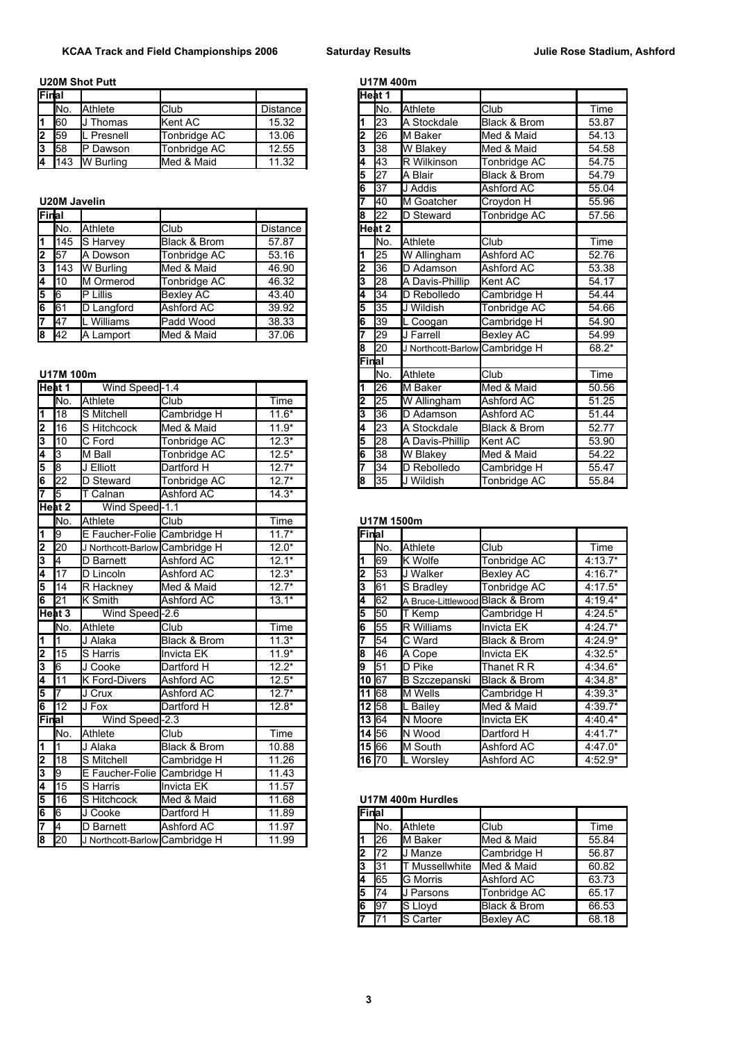**KCAA Track and Field Championships 2006 — Saturday Results — Julie Rose Stadium, Ashford**

### U20M Shot Putt

| Final | | | | |
|---|---|---|---|---|
| | No. | Athlete | Club | Distance |
| 1 | 60 | J Thomas | Kent AC | 15.32 |
| 2 | 59 | L Presnell | Tonbridge AC | 13.06 |
| 3 | 58 | P Dawson | Tonbridge AC | 12.55 |
| 4 | 143 | W Burling | Med & Maid | 11.32 |

### U20M Javelin

| Final | | | | |
|---|---|---|---|---|
| | No. | Athlete | Club | Distance |
| 1 | 145 | S Harvey | Black & Brom | 57.87 |
| 2 | 57 | A Dowson | Tonbridge AC | 53.16 |
| 3 | 143 | W Burling | Med & Maid | 46.90 |
| 4 | 10 | M Ormerod | Tonbridge AC | 46.32 |
| 5 | 6 | P Lillis | Bexley AC | 43.40 |
| 6 | 61 | D Langford | Ashford AC | 39.92 |
| 7 | 47 | L Williams | Padd Wood | 38.33 |
| 8 | 42 | A Lamport | Med & Maid | 37.06 |

### U17M 100m

| Heat 1 | Wind Speed | -1.4 | | |
|---|---|---|---|---|
| | No. | Athlete | Club | Time |
| 1 | 18 | S Mitchell | Cambridge H | 11.6* |
| 2 | 16 | S Hitchcock | Med & Maid | 11.9* |
| 3 | 10 | C Ford | Tonbridge AC | 12.3* |
| 4 | 3 | M Ball | Tonbridge AC | 12.5* |
| 5 | 8 | J Elliott | Dartford H | 12.7* |
| 6 | 22 | D Steward | Tonbridge AC | 12.7* |
| 7 | 5 | T Calnan | Ashford AC | 14.3* |
| **Heat 2** | Wind Speed | -1.1 | | |
| | No. | Athlete | Club | Time |
| 1 | 9 | E Faucher-Folie | Cambridge H | 11.7* |
| 2 | 20 | J Northcott-Barlow | Cambridge H | 12.0* |
| 3 | 4 | D Barnett | Ashford AC | 12.1* |
| 4 | 17 | D Lincoln | Ashford AC | 12.3* |
| 5 | 14 | R Hackney | Med & Maid | 12.7* |
| 6 | 21 | K Smith | Ashford AC | 13.1* |
| **Heat 3** | Wind Speed | -2.6 | | |
| | No. | Athlete | Club | Time |
| 1 | 1 | J Alaka | Black & Brom | 11.3* |
| 2 | 15 | S Harris | Invicta EK | 11.9* |
| 3 | 6 | J Cooke | Dartford H | 12.2* |
| 4 | 11 | K Ford-Divers | Ashford AC | 12.5* |
| 5 | 7 | J Crux | Ashford AC | 12.7* |
| 6 | 12 | J Fox | Dartford H | 12.8* |
| **Final** | Wind Speed | -2.3 | | |
| | No. | Athlete | Club | Time |
| 1 | 1 | J Alaka | Black & Brom | 10.88 |
| 2 | 18 | S Mitchell | Cambridge H | 11.26 |
| 3 | 9 | E Faucher-Folie | Cambridge H | 11.43 |
| 4 | 15 | S Harris | Invicta EK | 11.57 |
| 5 | 16 | S Hitchcock | Med & Maid | 11.68 |
| 6 | 6 | J Cooke | Dartford H | 11.89 |
| 7 | 4 | D Barnett | Ashford AC | 11.97 |
| 8 | 20 | J Northcott-Barlow | Cambridge H | 11.99 |

### U17M 400m

| Heat 1 | | | | |
|---|---|---|---|---|
| | No. | Athlete | Club | Time |
| 1 | 23 | A Stockdale | Black & Brom | 53.87 |
| 2 | 26 | M Baker | Med & Maid | 54.13 |
| 3 | 38 | W Blakey | Med & Maid | 54.58 |
| 4 | 43 | R Wilkinson | Tonbridge AC | 54.75 |
| 5 | 27 | A Blair | Black & Brom | 54.79 |
| 6 | 37 | J Addis | Ashford AC | 55.04 |
| 7 | 40 | M Goatcher | Croydon H | 55.96 |
| 8 | 22 | D Steward | Tonbridge AC | 57.56 |
| **Heat 2** | | | | |
| | No. | Athlete | Club | Time |
| 1 | 25 | W Allingham | Ashford AC | 52.76 |
| 2 | 36 | D Adamson | Ashford AC | 53.38 |
| 3 | 28 | A Davis-Phillip | Kent AC | 54.17 |
| 4 | 34 | D Rebolledo | Cambridge H | 54.44 |
| 5 | 35 | J Wildish | Tonbridge AC | 54.66 |
| 6 | 39 | L Coogan | Cambridge H | 54.90 |
| 7 | 29 | J Farrell | Bexley AC | 54.99 |
| 8 | 20 | J Northcott-Barlow | Cambridge H | 68.2* |
| **Final** | | | | |
| | No. | Athlete | Club | Time |
| 1 | 26 | M Baker | Med & Maid | 50.56 |
| 2 | 25 | W Allingham | Ashford AC | 51.25 |
| 3 | 36 | D Adamson | Ashford AC | 51.44 |
| 4 | 23 | A Stockdale | Black & Brom | 52.77 |
| 5 | 28 | A Davis-Phillip | Kent AC | 53.90 |
| 6 | 38 | W Blakey | Med & Maid | 54.22 |
| 7 | 34 | D Rebolledo | Cambridge H | 55.47 |
| 8 | 35 | J Wildish | Tonbridge AC | 55.84 |

### U17M 1500m

| Final | | | | |
|---|---|---|---|---|
| | No. | Athlete | Club | Time |
| 1 | 69 | K Wolfe | Tonbridge AC | 4:13.7* |
| 2 | 53 | J Walker | Bexley AC | 4:16.7* |
| 3 | 61 | S Bradley | Tonbridge AC | 4:17.5* |
| 4 | 62 | A Bruce-Littlewood | Black & Brom | 4:19.4* |
| 5 | 50 | T Kemp | Cambridge H | 4:24.5* |
| 6 | 55 | R Williams | Invicta EK | 4:24.7* |
| 7 | 54 | C Ward | Black & Brom | 4:24.9* |
| 8 | 46 | A Cope | Invicta EK | 4:32.5* |
| 9 | 51 | D Pike | Thanet R R | 4:34.6* |
| 10 | 67 | B Szczepanski | Black & Brom | 4:34.8* |
| 11 | 68 | M Wells | Cambridge H | 4:39.3* |
| 12 | 58 | L Bailey | Med & Maid | 4:39.7* |
| 13 | 64 | N Moore | Invicta EK | 4:40.4* |
| 14 | 56 | N Wood | Dartford H | 4:41.7* |
| 15 | 66 | M South | Ashford AC | 4:47.0* |
| 16 | 70 | L Worsley | Ashford AC | 4:52.9* |

### U17M 400m Hurdles

| Final | | | | |
|---|---|---|---|---|
| | No. | Athlete | Club | Time |
| 1 | 26 | M Baker | Med & Maid | 55.84 |
| 2 | 72 | J Manze | Cambridge H | 56.87 |
| 3 | 31 | T Mussellwhite | Med & Maid | 60.82 |
| 4 | 65 | G Morris | Ashford AC | 63.73 |
| 5 | 74 | J Parsons | Tonbridge AC | 65.17 |
| 6 | 97 | S Lloyd | Black & Brom | 66.53 |
| 7 | 71 | S Carter | Bexley AC | 68.18 |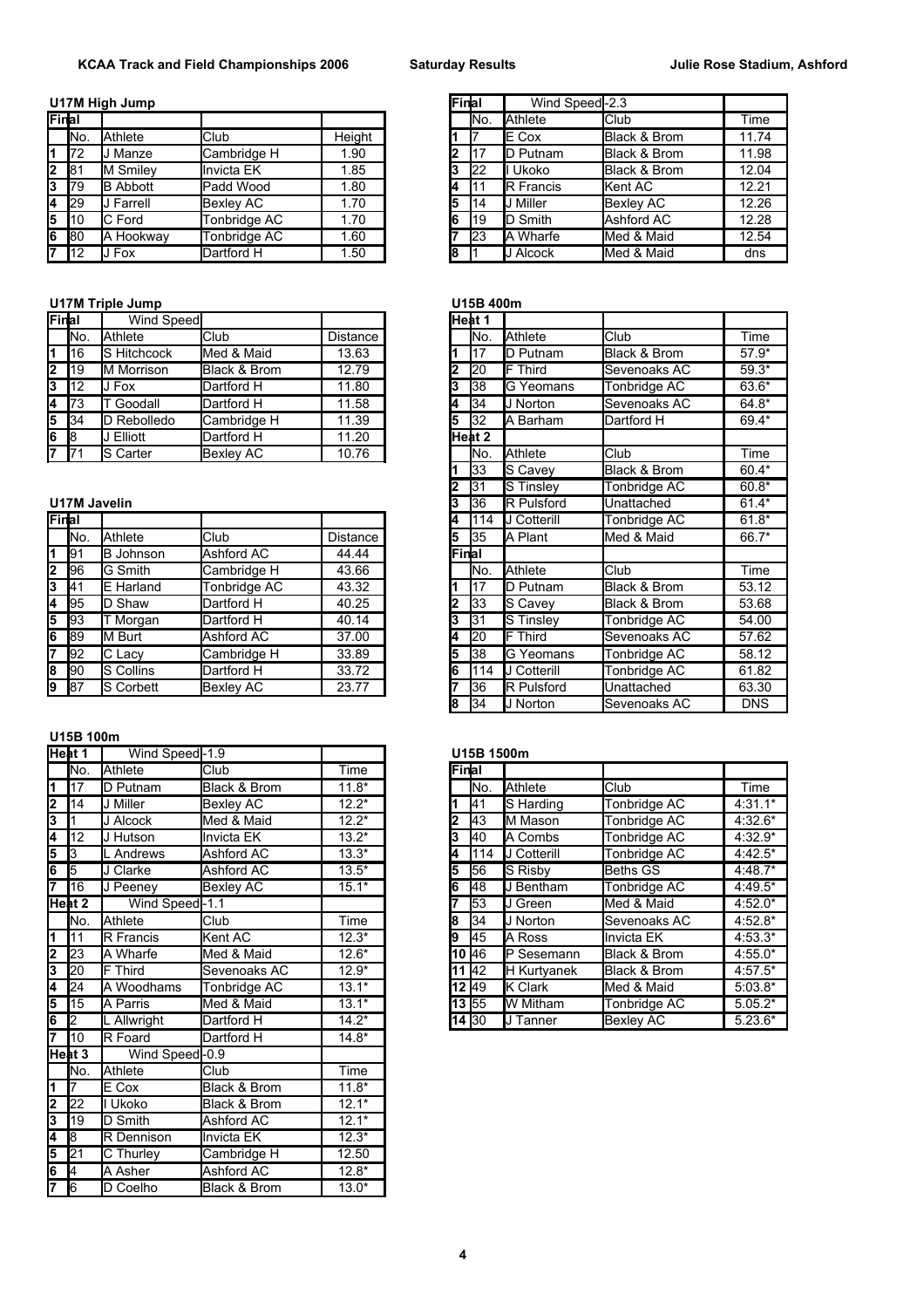# KCAA Track and Field Championships 2006 — Saturday Results — Julie Rose Stadium, Ashford

### U17M High Jump

| Final | | | | |
|---|---|---|---|---|
| | No. | Athlete | Club | Height |
| 1 | 72 | J Manze | Cambridge H | 1.90 |
| 2 | 81 | M Smiley | Invicta EK | 1.85 |
| 3 | 79 | B Abbott | Padd Wood | 1.80 |
| 4 | 29 | J Farrell | Bexley AC | 1.70 |
| 5 | 10 | C Ford | Tonbridge AC | 1.70 |
| 6 | 80 | A Hookway | Tonbridge AC | 1.60 |
| 7 | 12 | J Fox | Dartford H | 1.50 |

### U17M Triple Jump

| Final | Wind Speed | | | |
|---|---|---|---|---|
| | No. | Athlete | Club | Distance |
| 1 | 16 | S Hitchcock | Med & Maid | 13.63 |
| 2 | 19 | M Morrison | Black & Brom | 12.79 |
| 3 | 12 | J Fox | Dartford H | 11.80 |
| 4 | 73 | T Goodall | Dartford H | 11.58 |
| 5 | 34 | D Rebolledo | Cambridge H | 11.39 |
| 6 | 8 | J Elliott | Dartford H | 11.20 |
| 7 | 71 | S Carter | Bexley AC | 10.76 |

### U17M Javelin

| Final | | | | |
|---|---|---|---|---|
| | No. | Athlete | Club | Distance |
| 1 | 91 | B Johnson | Ashford AC | 44.44 |
| 2 | 96 | G Smith | Cambridge H | 43.66 |
| 3 | 41 | E Harland | Tonbridge AC | 43.32 |
| 4 | 95 | D Shaw | Dartford H | 40.25 |
| 5 | 93 | T Morgan | Dartford H | 40.14 |
| 6 | 89 | M Burt | Ashford AC | 37.00 |
| 7 | 92 | C Lacy | Cambridge H | 33.89 |
| 8 | 90 | S Collins | Dartford H | 33.72 |
| 9 | 87 | S Corbett | Bexley AC | 23.77 |

### U15B 100m

| Heat 1 | Wind Speed | -1.9 | | |
|---|---|---|---|---|
| | No. | Athlete | Club | Time |
| 1 | 17 | D Putnam | Black & Brom | 11.8* |
| 2 | 14 | J Miller | Bexley AC | 12.2* |
| 3 | 1 | J Alcock | Med & Maid | 12.2* |
| 4 | 12 | J Hutson | Invicta EK | 13.2* |
| 5 | 3 | L Andrews | Ashford AC | 13.3* |
| 6 | 5 | J Clarke | Ashford AC | 13.5* |
| 7 | 16 | J Peeney | Bexley AC | 15.1* |
| **Heat 2** | Wind Speed | -1.1 | | |
| | No. | Athlete | Club | Time |
| 1 | 11 | R Francis | Kent AC | 12.3* |
| 2 | 23 | A Wharfe | Med & Maid | 12.6* |
| 3 | 20 | F Third | Sevenoaks AC | 12.9* |
| 4 | 24 | A Woodhams | Tonbridge AC | 13.1* |
| 5 | 15 | A Parris | Med & Maid | 13.1* |
| 6 | 2 | L Allwright | Dartford H | 14.2* |
| 7 | 10 | R Foard | Dartford H | 14.8* |
| **Heat 3** | Wind Speed | -0.9 | | |
| | No. | Athlete | Club | Time |
| 1 | 7 | E Cox | Black & Brom | 11.8* |
| 2 | 22 | I Ukoko | Black & Brom | 12.1* |
| 3 | 19 | D Smith | Ashford AC | 12.1* |
| 4 | 8 | R Dennison | Invicta EK | 12.3* |
| 5 | 21 | C Thurley | Cambridge H | 12.50 |
| 6 | 4 | A Asher | Ashford AC | 12.8* |
| 7 | 6 | D Coelho | Black & Brom | 13.0* |

| Final | | Wind Speed | -2.3 | |
|---|---|---|---|---|
| | No. | Athlete | Club | Time |
| 1 | 7 | E Cox | Black & Brom | 11.74 |
| 2 | 17 | D Putnam | Black & Brom | 11.98 |
| 3 | 22 | I Ukoko | Black & Brom | 12.04 |
| 4 | 11 | R Francis | Kent AC | 12.21 |
| 5 | 14 | J Miller | Bexley AC | 12.26 |
| 6 | 19 | D Smith | Ashford AC | 12.28 |
| 7 | 23 | A Wharfe | Med & Maid | 12.54 |
| 8 | 1 | J Alcock | Med & Maid | dns |

### U15B 400m

| Heat 1 | | | | |
|---|---|---|---|---|
| | No. | Athlete | Club | Time |
| 1 | 17 | D Putnam | Black & Brom | 57.9* |
| 2 | 20 | F Third | Sevenoaks AC | 59.3* |
| 3 | 38 | G Yeomans | Tonbridge AC | 63.6* |
| 4 | 34 | J Norton | Sevenoaks AC | 64.8* |
| 5 | 32 | A Barham | Dartford H | 69.4* |
| **Heat 2** | | | | |
| | No. | Athlete | Club | Time |
| 1 | 33 | S Cavey | Black & Brom | 60.4* |
| 2 | 31 | S Tinsley | Tonbridge AC | 60.8* |
| 3 | 36 | R Pulsford | Unattached | 61.4* |
| 4 | 114 | J Cotterill | Tonbridge AC | 61.8* |
| 5 | 35 | A Plant | Med & Maid | 66.7* |
| **Final** | | | | |
| | No. | Athlete | Club | Time |
| 1 | 17 | D Putnam | Black & Brom | 53.12 |
| 2 | 33 | S Cavey | Black & Brom | 53.68 |
| 3 | 31 | S Tinsley | Tonbridge AC | 54.00 |
| 4 | 20 | F Third | Sevenoaks AC | 57.62 |
| 5 | 38 | G Yeomans | Tonbridge AC | 58.12 |
| 6 | 114 | J Cotterill | Tonbridge AC | 61.82 |
| 7 | 36 | R Pulsford | Unattached | 63.30 |
| 8 | 34 | J Norton | Sevenoaks AC | DNS |

### U15B 1500m

| Final | | | | |
|---|---|---|---|---|
| | No. | Athlete | Club | Time |
| 1 | 41 | S Harding | Tonbridge AC | 4:31.1* |
| 2 | 43 | M Mason | Tonbridge AC | 4:32.6* |
| 3 | 40 | A Combs | Tonbridge AC | 4:32.9* |
| 4 | 114 | J Cotterill | Tonbridge AC | 4:42.5* |
| 5 | 56 | S Risby | Beths GS | 4:48.7* |
| 6 | 48 | J Bentham | Tonbridge AC | 4:49.5* |
| 7 | 53 | J Green | Med & Maid | 4:52.0* |
| 8 | 34 | J Norton | Sevenoaks AC | 4:52.8* |
| 9 | 45 | A Ross | Invicta EK | 4:53.3* |
| 10 | 46 | P Sesemann | Black & Brom | 4:55.0* |
| 11 | 42 | H Kurtyanek | Black & Brom | 4:57.5* |
| 12 | 49 | K Clark | Med & Maid | 5:03.8* |
| 13 | 55 | W Mitham | Tonbridge AC | 5.05.2* |
| 14 | 30 | J Tanner | Bexley AC | 5.23.6* |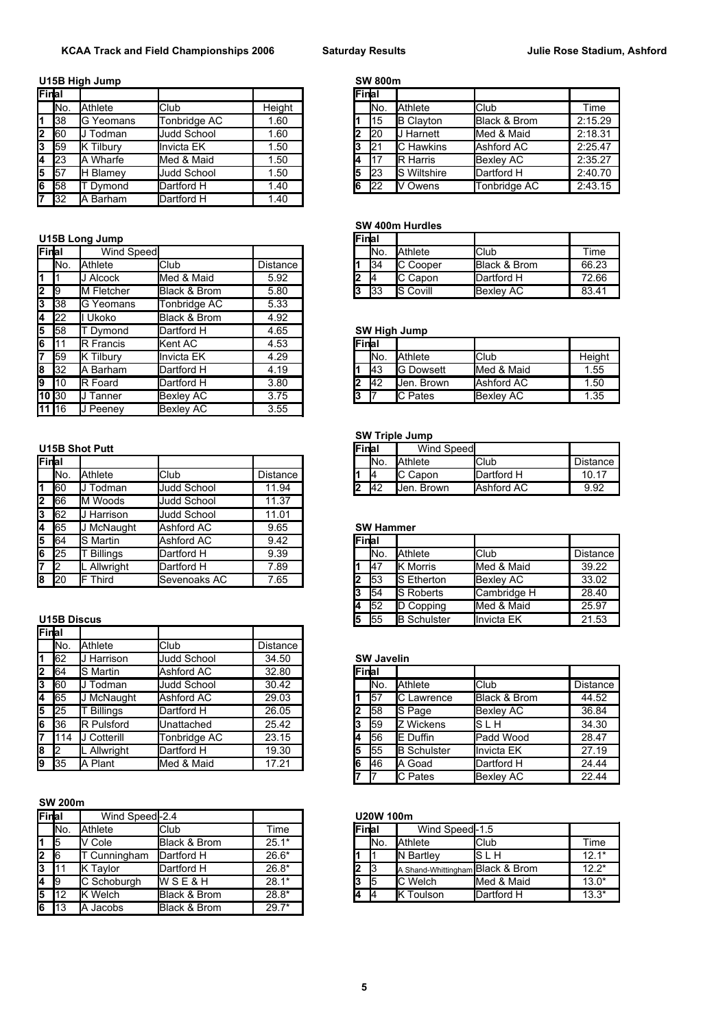**KCAA Track and Field Championships 2006 — Saturday Results — Julie Rose Stadium, Ashford**

### U15B High Jump

| Final | No. | Athlete | Club | Height |
|---|---|---|---|---|
| 1 | 38 | G Yeomans | Tonbridge AC | 1.60 |
| 2 | 60 | J Todman | Judd School | 1.60 |
| 3 | 59 | K Tilbury | Invicta EK | 1.50 |
| 4 | 23 | A Wharfe | Med & Maid | 1.50 |
| 5 | 57 | H Blamey | Judd School | 1.50 |
| 6 | 58 | T Dymond | Dartford H | 1.40 |
| 7 | 32 | A Barham | Dartford H | 1.40 |

### U15B Long Jump

| Final | No. | Athlete (Wind Speed) | Club | Distance |
|---|---|---|---|---|
| 1 | 1 | J Alcock | Med & Maid | 5.92 |
| 2 | 9 | M Fletcher | Black & Brom | 5.80 |
| 3 | 38 | G Yeomans | Tonbridge AC | 5.33 |
| 4 | 22 | I Ukoko | Black & Brom | 4.92 |
| 5 | 58 | T Dymond | Dartford H | 4.65 |
| 6 | 11 | R Francis | Kent AC | 4.53 |
| 7 | 59 | K Tilbury | Invicta EK | 4.29 |
| 8 | 32 | A Barham | Dartford H | 4.19 |
| 9 | 10 | R Foard | Dartford H | 3.80 |
| 10 | 30 | J Tanner | Bexley AC | 3.75 |
| 11 | 16 | J Peeney | Bexley AC | 3.55 |

### U15B Shot Putt

| Final | No. | Athlete | Club | Distance |
|---|---|---|---|---|
| 1 | 60 | J Todman | Judd School | 11.94 |
| 2 | 66 | M Woods | Judd School | 11.37 |
| 3 | 62 | J Harrison | Judd School | 11.01 |
| 4 | 65 | J McNaught | Ashford AC | 9.65 |
| 5 | 64 | S Martin | Ashford AC | 9.42 |
| 6 | 25 | T Billings | Dartford H | 9.39 |
| 7 | 2 | L Allwright | Dartford H | 7.89 |
| 8 | 20 | F Third | Sevenoaks AC | 7.65 |

### U15B Discus

| Final | No. | Athlete | Club | Distance |
|---|---|---|---|---|
| 1 | 62 | J Harrison | Judd School | 34.50 |
| 2 | 64 | S Martin | Ashford AC | 32.80 |
| 3 | 60 | J Todman | Judd School | 30.42 |
| 4 | 65 | J McNaught | Ashford AC | 29.03 |
| 5 | 25 | T Billings | Dartford H | 26.05 |
| 6 | 36 | R Pulsford | Unattached | 25.42 |
| 7 | 114 | J Cotterill | Tonbridge AC | 23.15 |
| 8 | 2 | L Allwright | Dartford H | 19.30 |
| 9 | 35 | A Plant | Med & Maid | 17.21 |

### SW 200m

| Final | No. | Athlete (Wind Speed -2.4) | Club | Time |
|---|---|---|---|---|
| 1 | 5 | V Cole | Black & Brom | 25.1* |
| 2 | 6 | T Cunningham | Dartford H | 26.6* |
| 3 | 11 | K Taylor | Dartford H | 26.8* |
| 4 | 9 | C Schoburgh | W S E & H | 28.1* |
| 5 | 12 | K Welch | Black & Brom | 28.8* |
| 6 | 13 | A Jacobs | Black & Brom | 29.7* |

### SW 800m

| Final | No. | Athlete | Club | Time |
|---|---|---|---|---|
| 1 | 15 | B Clayton | Black & Brom | 2:15.29 |
| 2 | 20 | J Harnett | Med & Maid | 2:18.31 |
| 3 | 21 | C Hawkins | Ashford AC | 2:25.47 |
| 4 | 17 | R Harris | Bexley AC | 2:35.27 |
| 5 | 23 | S Wiltshire | Dartford H | 2:40.70 |
| 6 | 22 | V Owens | Tonbridge AC | 2:43.15 |

### SW 400m Hurdles

| Final | No. | Athlete | Club | Time |
|---|---|---|---|---|
| 1 | 34 | C Cooper | Black & Brom | 66.23 |
| 2 | 4 | C Capon | Dartford H | 72.66 |
| 3 | 33 | S Covill | Bexley AC | 83.41 |

### SW High Jump

| Final | No. | Athlete | Club | Height |
|---|---|---|---|---|
| 1 | 43 | G Dowsett | Med & Maid | 1.55 |
| 2 | 42 | Jen. Brown | Ashford AC | 1.50 |
| 3 | 7 | C Pates | Bexley AC | 1.35 |

### SW Triple Jump

| Final | No. | Athlete (Wind Speed) | Club | Distance |
|---|---|---|---|---|
| 1 | 4 | C Capon | Dartford H | 10.17 |
| 2 | 42 | Jen. Brown | Ashford AC | 9.92 |

### SW Hammer

| Final | No. | Athlete | Club | Distance |
|---|---|---|---|---|
| 1 | 47 | K Morris | Med & Maid | 39.22 |
| 2 | 53 | S Etherton | Bexley AC | 33.02 |
| 3 | 54 | S Roberts | Cambridge H | 28.40 |
| 4 | 52 | D Copping | Med & Maid | 25.97 |
| 5 | 55 | B Schulster | Invicta EK | 21.53 |

### SW Javelin

| Final | No. | Athlete | Club | Distance |
|---|---|---|---|---|
| 1 | 57 | C Lawrence | Black & Brom | 44.52 |
| 2 | 58 | S Page | Bexley AC | 36.84 |
| 3 | 59 | Z Wickens | S L H | 34.30 |
| 4 | 56 | E Duffin | Padd Wood | 28.47 |
| 5 | 55 | B Schulster | Invicta EK | 27.19 |
| 6 | 46 | A Goad | Dartford H | 24.44 |
| 7 | 7 | C Pates | Bexley AC | 22.44 |

### U20W 100m

| Final | No. | Athlete (Wind Speed -1.5) | Club | Time |
|---|---|---|---|---|
| 1 | 1 | N Bartley | S L H | 12.1* |
| 2 | 3 | A Shand-Whittingham | Black & Brom | 12.2* |
| 3 | 5 | C Welch | Med & Maid | 13.0* |
| 4 | 4 | K Toulson | Dartford H | 13.3* |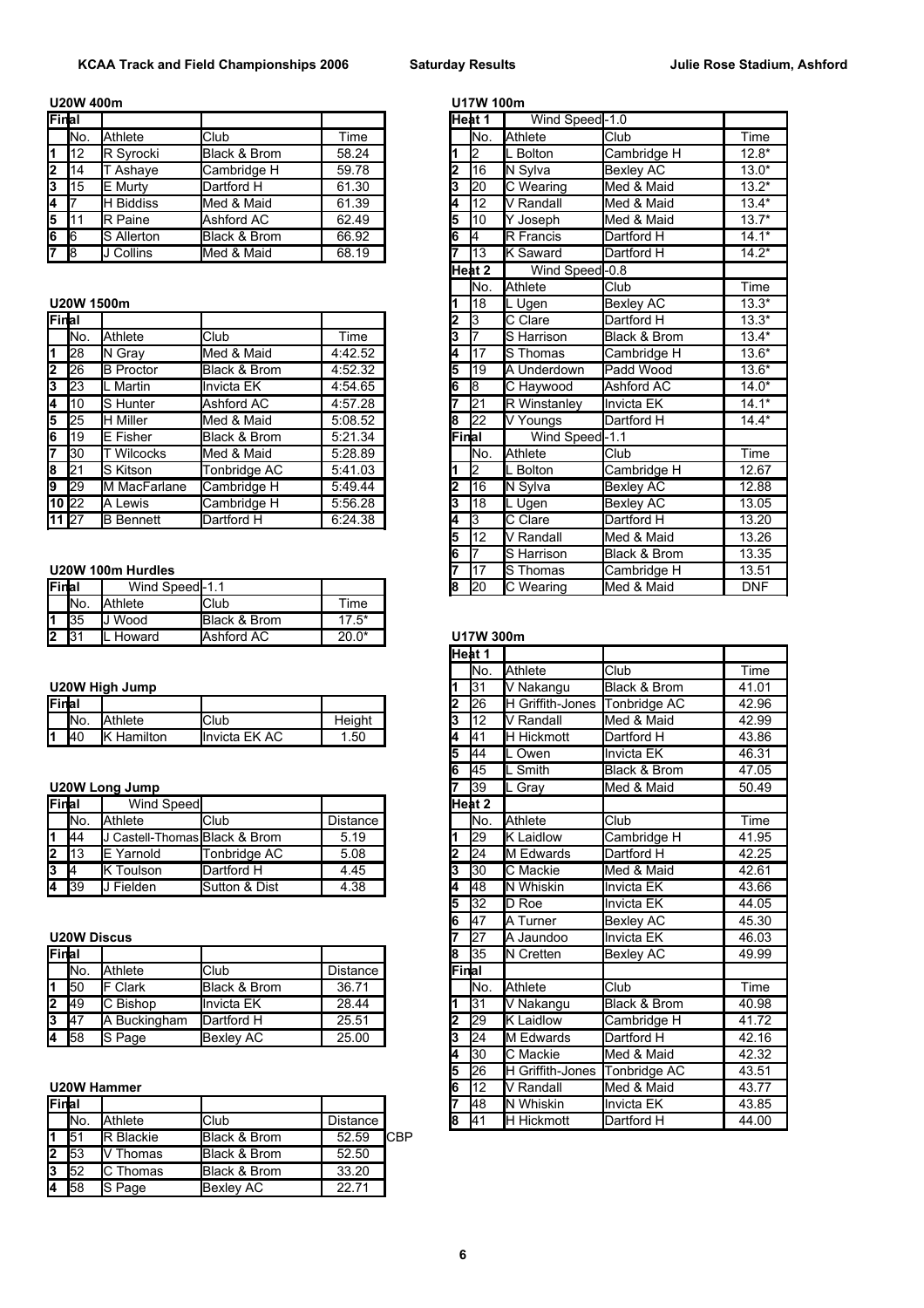**KCAA Track and Field Championships 2006 — Saturday Results — Julie Rose Stadium, Ashford**

### U20W 400m

| Final | No. | Athlete | Club | Time |
|---|---|---|---|---|
| 1 | 12 | R Syrocki | Black & Brom | 58.24 |
| 2 | 14 | T Ashaye | Cambridge H | 59.78 |
| 3 | 15 | E Murty | Dartford H | 61.30 |
| 4 | 7 | H Biddiss | Med & Maid | 61.39 |
| 5 | 11 | R Paine | Ashford AC | 62.49 |
| 6 | 6 | S Allerton | Black & Brom | 66.92 |
| 7 | 8 | J Collins | Med & Maid | 68.19 |

### U20W 1500m

| Final | No. | Athlete | Club | Time |
|---|---|---|---|---|
| 1 | 28 | N Gray | Med & Maid | 4:42.52 |
| 2 | 26 | B Proctor | Black & Brom | 4:52.32 |
| 3 | 23 | L Martin | Invicta EK | 4:54.65 |
| 4 | 10 | S Hunter | Ashford AC | 4:57.28 |
| 5 | 25 | H Miller | Med & Maid | 5:08.52 |
| 6 | 19 | E Fisher | Black & Brom | 5:21.34 |
| 7 | 30 | T Wilcocks | Med & Maid | 5:28.89 |
| 8 | 21 | S Kitson | Tonbridge AC | 5:41.03 |
| 9 | 29 | M MacFarlane | Cambridge H | 5:49.44 |
| 10 | 22 | A Lewis | Cambridge H | 5:56.28 |
| 11 | 27 | B Bennett | Dartford H | 6:24.38 |

### U20W 100m Hurdles

| Final | Wind Speed -1.1 | | | |
|---|---|---|---|---|
| | No. | Athlete | Club | Time |
| 1 | 35 | J Wood | Black & Brom | 17.5* |
| 2 | 31 | L Howard | Ashford AC | 20.0* |

### U20W High Jump

| Final | No. | Athlete | Club | Height |
|---|---|---|---|---|
| 1 | 40 | K Hamilton | Invicta EK AC | 1.50 |

### U20W Long Jump

| Final | Wind Speed | | | |
|---|---|---|---|---|
| | No. | Athlete | Club | Distance |
| 1 | 44 | J Castell-Thomas | Black & Brom | 5.19 |
| 2 | 13 | E Yarnold | Tonbridge AC | 5.08 |
| 3 | 4 | K Toulson | Dartford H | 4.45 |
| 4 | 39 | J Fielden | Sutton & Dist | 4.38 |

### U20W Discus

| Final | No. | Athlete | Club | Distance |
|---|---|---|---|---|
| 1 | 50 | F Clark | Black & Brom | 36.71 |
| 2 | 49 | C Bishop | Invicta EK | 28.44 |
| 3 | 47 | A Buckingham | Dartford H | 25.51 |
| 4 | 58 | S Page | Bexley AC | 25.00 |

### U20W Hammer

| Final | No. | Athlete | Club | Distance | |
|---|---|---|---|---|---|
| 1 | 51 | R Blackie | Black & Brom | 52.59 | CBP |
| 2 | 53 | V Thomas | Black & Brom | 52.50 | |
| 3 | 52 | C Thomas | Black & Brom | 33.20 | |
| 4 | 58 | S Page | Bexley AC | 22.71 | |

### U17W 100m

| Heat 1 | Wind Speed -1.0 | | | |
|---|---|---|---|---|
| | No. | Athlete | Club | Time |
| 1 | 2 | L Bolton | Cambridge H | 12.8* |
| 2 | 16 | N Sylva | Bexley AC | 13.0* |
| 3 | 20 | C Wearing | Med & Maid | 13.2* |
| 4 | 12 | V Randall | Med & Maid | 13.4* |
| 5 | 10 | Y Joseph | Med & Maid | 13.7* |
| 6 | 4 | R Francis | Dartford H | 14.1* |
| 7 | 13 | K Saward | Dartford H | 14.2* |
| **Heat 2** | Wind Speed -0.8 | | | |
| | No. | Athlete | Club | Time |
| 1 | 18 | L Ugen | Bexley AC | 13.3* |
| 2 | 3 | C Clare | Dartford H | 13.3* |
| 3 | 7 | S Harrison | Black & Brom | 13.4* |
| 4 | 17 | S Thomas | Cambridge H | 13.6* |
| 5 | 19 | A Underdown | Padd Wood | 13.6* |
| 6 | 8 | C Haywood | Ashford AC | 14.0* |
| 7 | 21 | R Winstanley | Invicta EK | 14.1* |
| 8 | 22 | V Youngs | Dartford H | 14.4* |
| **Final** | Wind Speed -1.1 | | | |
| | No. | Athlete | Club | Time |
| 1 | 2 | L Bolton | Cambridge H | 12.67 |
| 2 | 16 | N Sylva | Bexley AC | 12.88 |
| 3 | 18 | L Ugen | Bexley AC | 13.05 |
| 4 | 3 | C Clare | Dartford H | 13.20 |
| 5 | 12 | V Randall | Med & Maid | 13.26 |
| 6 | 7 | S Harrison | Black & Brom | 13.35 |
| 7 | 17 | S Thomas | Cambridge H | 13.51 |
| 8 | 20 | C Wearing | Med & Maid | DNF |

### U17W 300m

| Heat 1 | No. | Athlete | Club | Time |
|---|---|---|---|---|
| 1 | 31 | V Nakangu | Black & Brom | 41.01 |
| 2 | 26 | H Griffith-Jones | Tonbridge AC | 42.96 |
| 3 | 12 | V Randall | Med & Maid | 42.99 |
| 4 | 41 | H Hickmott | Dartford H | 43.86 |
| 5 | 44 | L Owen | Invicta EK | 46.31 |
| 6 | 45 | L Smith | Black & Brom | 47.05 |
| 7 | 39 | L Gray | Med & Maid | 50.49 |
| **Heat 2** | No. | Athlete | Club | Time |
| 1 | 29 | K Laidlow | Cambridge H | 41.95 |
| 2 | 24 | M Edwards | Dartford H | 42.25 |
| 3 | 30 | C Mackie | Med & Maid | 42.61 |
| 4 | 48 | N Whiskin | Invicta EK | 43.66 |
| 5 | 32 | D Roe | Invicta EK | 44.05 |
| 6 | 47 | A Turner | Bexley AC | 45.30 |
| 7 | 27 | A Jaundoo | Invicta EK | 46.03 |
| 8 | 35 | N Cretten | Bexley AC | 49.99 |
| **Final** | No. | Athlete | Club | Time |
| 1 | 31 | V Nakangu | Black & Brom | 40.98 |
| 2 | 29 | K Laidlow | Cambridge H | 41.72 |
| 3 | 24 | M Edwards | Dartford H | 42.16 |
| 4 | 30 | C Mackie | Med & Maid | 42.32 |
| 5 | 26 | H Griffith-Jones | Tonbridge AC | 43.51 |
| 6 | 12 | V Randall | Med & Maid | 43.77 |
| 7 | 48 | N Whiskin | Invicta EK | 43.85 |
| 8 | 41 | H Hickmott | Dartford H | 44.00 |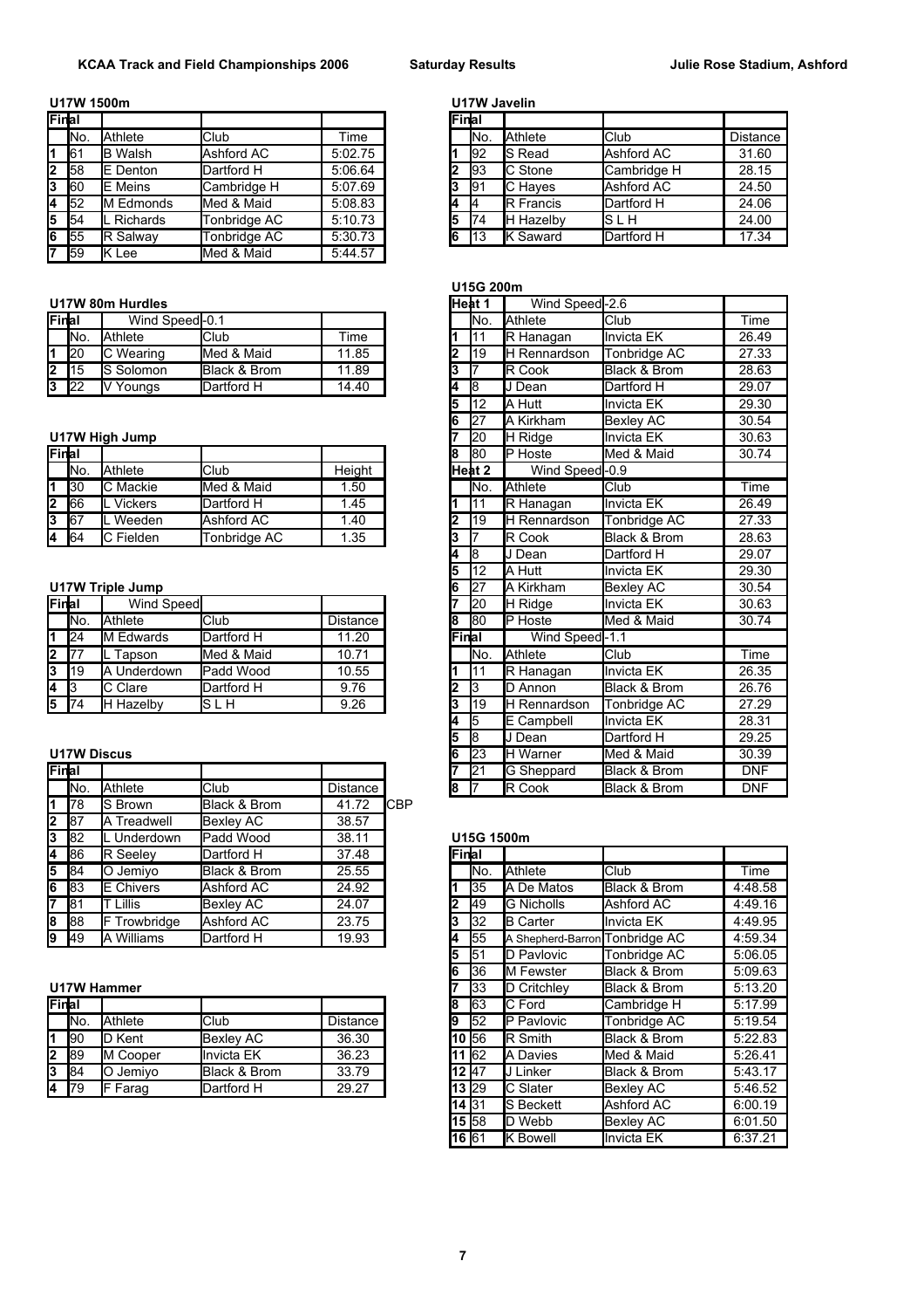**KCAA Track and Field Championships 2006** **Saturday Results** **Julie Rose Stadium, Ashford**

### U17W 1500m

| Final | | | | |
|---|---|---|---|---|
| | No. | Athlete | Club | Time |
| 1 | 61 | B Walsh | Ashford AC | 5:02.75 |
| 2 | 58 | E Denton | Dartford H | 5:06.64 |
| 3 | 60 | E Meins | Cambridge H | 5:07.69 |
| 4 | 52 | M Edmonds | Med & Maid | 5:08.83 |
| 5 | 54 | L Richards | Tonbridge AC | 5:10.73 |
| 6 | 55 | R Salway | Tonbridge AC | 5:30.73 |
| 7 | 59 | K Lee | Med & Maid | 5:44.57 |

### U17W 80m Hurdles

| Final | Wind Speed -0.1 | | | |
|---|---|---|---|---|
| | No. | Athlete | Club | Time |
| 1 | 20 | C Wearing | Med & Maid | 11.85 |
| 2 | 15 | S Solomon | Black & Brom | 11.89 |
| 3 | 22 | V Youngs | Dartford H | 14.40 |

### U17W High Jump

| Final | | | | |
|---|---|---|---|---|
| | No. | Athlete | Club | Height |
| 1 | 30 | C Mackie | Med & Maid | 1.50 |
| 2 | 66 | L Vickers | Dartford H | 1.45 |
| 3 | 67 | L Weeden | Ashford AC | 1.40 |
| 4 | 64 | C Fielden | Tonbridge AC | 1.35 |

### U17W Triple Jump

| Final | Wind Speed | | | |
|---|---|---|---|---|
| | No. | Athlete | Club | Distance |
| 1 | 24 | M Edwards | Dartford H | 11.20 |
| 2 | 77 | L Tapson | Med & Maid | 10.71 |
| 3 | 19 | A Underdown | Padd Wood | 10.55 |
| 4 | 3 | C Clare | Dartford H | 9.76 |
| 5 | 74 | H Hazelby | S L H | 9.26 |

### U17W Discus

| Final | | | | | |
|---|---|---|---|---|---|
| | No. | Athlete | Club | Distance | |
| 1 | 78 | S Brown | Black & Brom | 41.72 | CBP |
| 2 | 87 | A Treadwell | Bexley AC | 38.57 | |
| 3 | 82 | L Underdown | Padd Wood | 38.11 | |
| 4 | 86 | R Seeley | Dartford H | 37.48 | |
| 5 | 84 | O Jemiyo | Black & Brom | 25.55 | |
| 6 | 83 | E Chivers | Ashford AC | 24.92 | |
| 7 | 81 | T Lillis | Bexley AC | 24.07 | |
| 8 | 88 | F Trowbridge | Ashford AC | 23.75 | |
| 9 | 49 | A Williams | Dartford H | 19.93 | |

### U17W Hammer

| Final | | | | |
|---|---|---|---|---|
| | No. | Athlete | Club | Distance |
| 1 | 90 | D Kent | Bexley AC | 36.30 |
| 2 | 89 | M Cooper | Invicta EK | 36.23 |
| 3 | 84 | O Jemiyo | Black & Brom | 33.79 |
| 4 | 79 | F Farag | Dartford H | 29.27 |

### U17W Javelin

| Final | | | | |
|---|---|---|---|---|
| | No. | Athlete | Club | Distance |
| 1 | 92 | S Read | Ashford AC | 31.60 |
| 2 | 93 | C Stone | Cambridge H | 28.15 |
| 3 | 91 | C Hayes | Ashford AC | 24.50 |
| 4 | 4 | R Francis | Dartford H | 24.06 |
| 5 | 74 | H Hazelby | S L H | 24.00 |
| 6 | 13 | K Saward | Dartford H | 17.34 |

### U15G 200m

| Heat 1 | Wind Speed -2.6 | | | |
|---|---|---|---|---|
| | No. | Athlete | Club | Time |
| 1 | 11 | R Hanagan | Invicta EK | 26.49 |
| 2 | 19 | H Rennardson | Tonbridge AC | 27.33 |
| 3 | 7 | R Cook | Black & Brom | 28.63 |
| 4 | 8 | J Dean | Dartford H | 29.07 |
| 5 | 12 | A Hutt | Invicta EK | 29.30 |
| 6 | 27 | A Kirkham | Bexley AC | 30.54 |
| 7 | 20 | H Ridge | Invicta EK | 30.63 |
| 8 | 80 | P Hoste | Med & Maid | 30.74 |
| **Heat 2** | Wind Speed -0.9 | | | |
| | No. | Athlete | Club | Time |
| 1 | 11 | R Hanagan | Invicta EK | 26.49 |
| 2 | 19 | H Rennardson | Tonbridge AC | 27.33 |
| 3 | 7 | R Cook | Black & Brom | 28.63 |
| 4 | 8 | J Dean | Dartford H | 29.07 |
| 5 | 12 | A Hutt | Invicta EK | 29.30 |
| 6 | 27 | A Kirkham | Bexley AC | 30.54 |
| 7 | 20 | H Ridge | Invicta EK | 30.63 |
| 8 | 80 | P Hoste | Med & Maid | 30.74 |
| **Final** | Wind Speed -1.1 | | | |
| | No. | Athlete | Club | Time |
| 1 | 11 | R Hanagan | Invicta EK | 26.35 |
| 2 | 3 | D Annon | Black & Brom | 26.76 |
| 3 | 19 | H Rennardson | Tonbridge AC | 27.29 |
| 4 | 5 | E Campbell | Invicta EK | 28.31 |
| 5 | 8 | J Dean | Dartford H | 29.25 |
| 6 | 23 | H Warner | Med & Maid | 30.39 |
| 7 | 21 | G Sheppard | Black & Brom | DNF |
| 8 | 7 | R Cook | Black & Brom | DNF |

### U15G 1500m

| Final | | | | |
|---|---|---|---|---|
| | No. | Athlete | Club | Time |
| 1 | 35 | A De Matos | Black & Brom | 4:48.58 |
| 2 | 49 | G Nicholls | Ashford AC | 4:49.16 |
| 3 | 32 | B Carter | Invicta EK | 4:49.95 |
| 4 | 55 | A Shepherd-Barron | Tonbridge AC | 4:59.34 |
| 5 | 51 | D Pavlovic | Tonbridge AC | 5:06.05 |
| 6 | 36 | M Fewster | Black & Brom | 5:09.63 |
| 7 | 33 | D Critchley | Black & Brom | 5:13.20 |
| 8 | 63 | C Ford | Cambridge H | 5:17.99 |
| 9 | 52 | P Pavlovic | Tonbridge AC | 5:19.54 |
| 10 | 56 | R Smith | Black & Brom | 5:22.83 |
| 11 | 62 | A Davies | Med & Maid | 5:26.41 |
| 12 | 47 | J Linker | Black & Brom | 5:43.17 |
| 13 | 29 | C Slater | Bexley AC | 5:46.52 |
| 14 | 31 | S Beckett | Ashford AC | 6:00.19 |
| 15 | 58 | D Webb | Bexley AC | 6:01.50 |
| 16 | 61 | K Bowell | Invicta EK | 6:37.21 |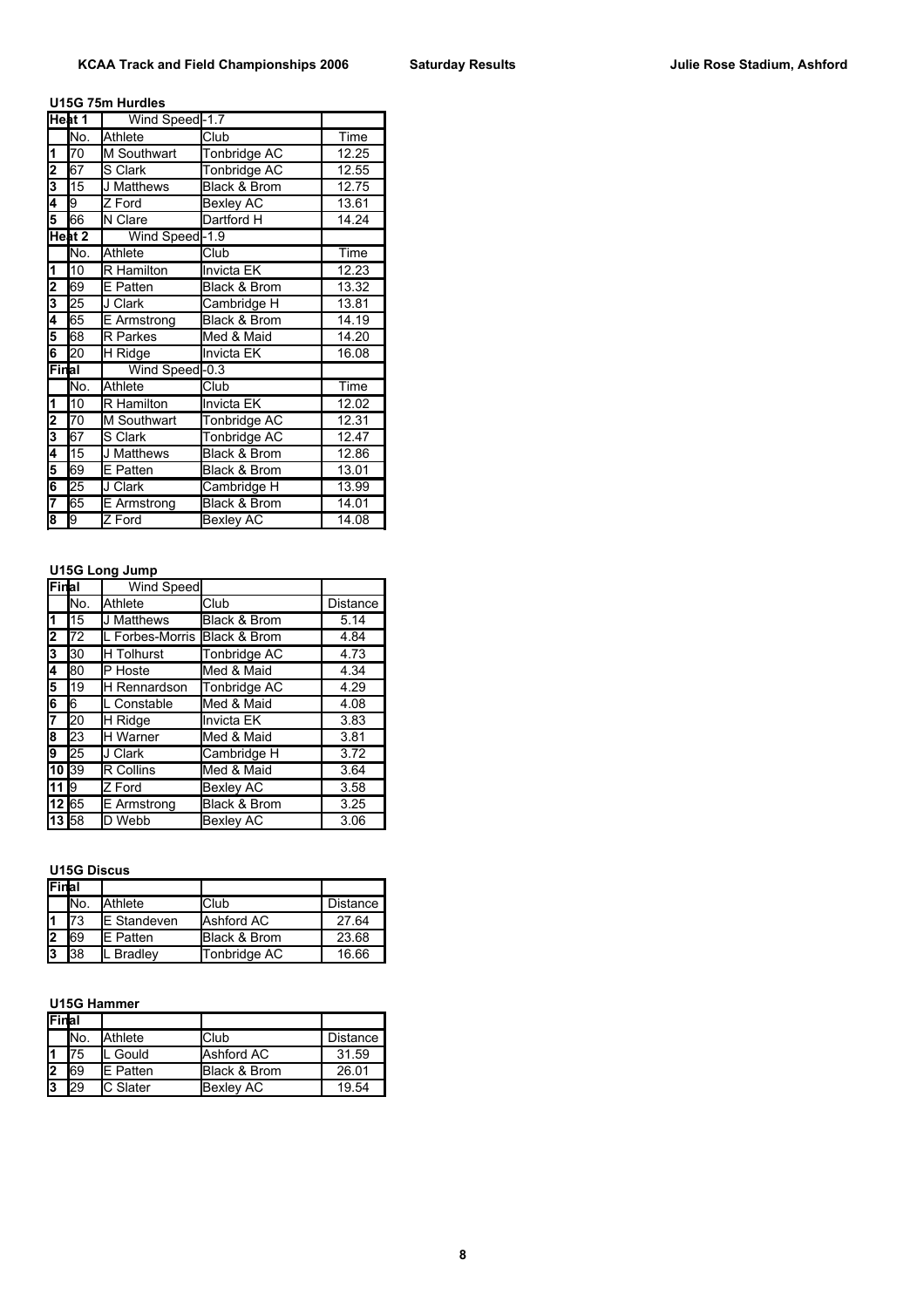### U15G 75m Hurdles

| Heat 1 | | Wind Speed -1.7 | | |
|---|---|---|---|---|
| | No. | Athlete | Club | Time |
| 1 | 70 | M Southwart | Tonbridge AC | 12.25 |
| 2 | 67 | S Clark | Tonbridge AC | 12.55 |
| 3 | 15 | J Matthews | Black & Brom | 12.75 |
| 4 | 9 | Z Ford | Bexley AC | 13.61 |
| 5 | 66 | N Clare | Dartford H | 14.24 |
| **Heat 2** | | Wind Speed -1.9 | | |
| | No. | Athlete | Club | Time |
| 1 | 10 | R Hamilton | Invicta EK | 12.23 |
| 2 | 69 | E Patten | Black & Brom | 13.32 |
| 3 | 25 | J Clark | Cambridge H | 13.81 |
| 4 | 65 | E Armstrong | Black & Brom | 14.19 |
| 5 | 68 | R Parkes | Med & Maid | 14.20 |
| 6 | 20 | H Ridge | Invicta EK | 16.08 |
| **Final** | | Wind Speed -0.3 | | |
| | No. | Athlete | Club | Time |
| 1 | 10 | R Hamilton | Invicta EK | 12.02 |
| 2 | 70 | M Southwart | Tonbridge AC | 12.31 |
| 3 | 67 | S Clark | Tonbridge AC | 12.47 |
| 4 | 15 | J Matthews | Black & Brom | 12.86 |
| 5 | 69 | E Patten | Black & Brom | 13.01 |
| 6 | 25 | J Clark | Cambridge H | 13.99 |
| 7 | 65 | E Armstrong | Black & Brom | 14.01 |
| 8 | 9 | Z Ford | Bexley AC | 14.08 |

### U15G Long Jump

| Final | | Wind Speed | | |
|---|---|---|---|---|
| | No. | Athlete | Club | Distance |
| 1 | 15 | J Matthews | Black & Brom | 5.14 |
| 2 | 72 | L Forbes-Morris | Black & Brom | 4.84 |
| 3 | 30 | H Tolhurst | Tonbridge AC | 4.73 |
| 4 | 80 | P Hoste | Med & Maid | 4.34 |
| 5 | 19 | H Rennardson | Tonbridge AC | 4.29 |
| 6 | 6 | L Constable | Med & Maid | 4.08 |
| 7 | 20 | H Ridge | Invicta EK | 3.83 |
| 8 | 23 | H Warner | Med & Maid | 3.81 |
| 9 | 25 | J Clark | Cambridge H | 3.72 |
| 10 | 39 | R Collins | Med & Maid | 3.64 |
| 11 | 9 | Z Ford | Bexley AC | 3.58 |
| 12 | 65 | E Armstrong | Black & Brom | 3.25 |
| 13 | 58 | D Webb | Bexley AC | 3.06 |

### U15G Discus

| Final | | | | |
|---|---|---|---|---|
| | No. | Athlete | Club | Distance |
| 1 | 73 | E Standeven | Ashford AC | 27.64 |
| 2 | 69 | E Patten | Black & Brom | 23.68 |
| 3 | 38 | L Bradley | Tonbridge AC | 16.66 |

### U15G Hammer

| Final | | | | |
|---|---|---|---|---|
| | No. | Athlete | Club | Distance |
| 1 | 75 | L Gould | Ashford AC | 31.59 |
| 2 | 69 | E Patten | Black & Brom | 26.01 |
| 3 | 29 | C Slater | Bexley AC | 19.54 |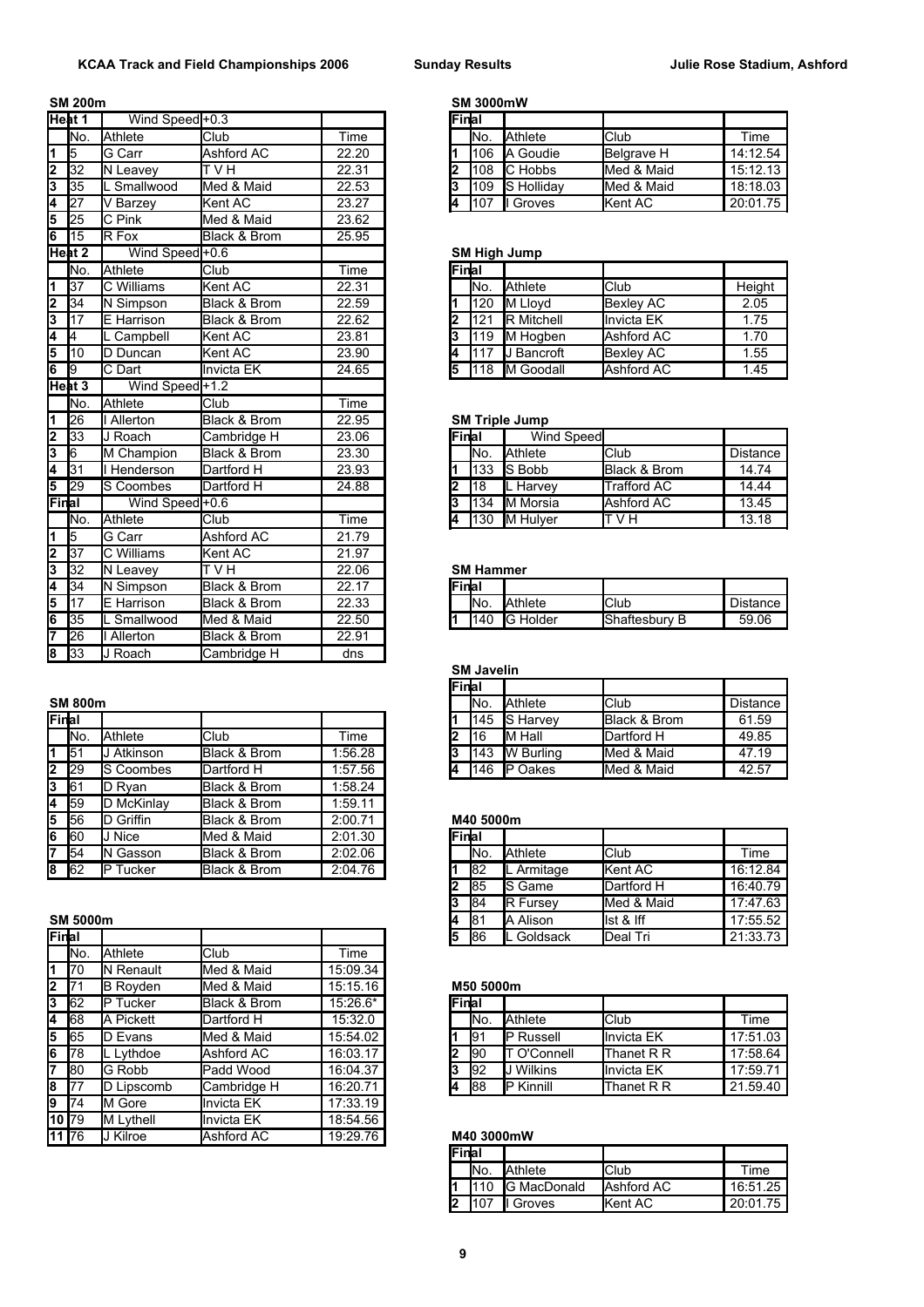# KCAA Track and Field Championships 2006

**Sunday Results** — Julie Rose Stadium, Ashford

## SM 200m

| | No. | Athlete | Club | Time |
|---|---|---|---|---|
| **Heat 1** | | Wind Speed +0.3 | | |
| 1 | 5 | G Carr | Ashford AC | 22.20 |
| 2 | 32 | N Leavey | T V H | 22.31 |
| 3 | 35 | L Smallwood | Med & Maid | 22.53 |
| 4 | 27 | V Barzey | Kent AC | 23.27 |
| 5 | 25 | C Pink | Med & Maid | 23.62 |
| 6 | 15 | R Fox | Black & Brom | 25.95 |
| **Heat 2** | | Wind Speed +0.6 | | |
| 1 | 37 | C Williams | Kent AC | 22.31 |
| 2 | 34 | N Simpson | Black & Brom | 22.59 |
| 3 | 17 | E Harrison | Black & Brom | 22.62 |
| 4 | 4 | L Campbell | Kent AC | 23.81 |
| 5 | 10 | D Duncan | Kent AC | 23.90 |
| 6 | 9 | C Dart | Invicta EK | 24.65 |
| **Heat 3** | | Wind Speed +1.2 | | |
| 1 | 26 | I Allerton | Black & Brom | 22.95 |
| 2 | 33 | J Roach | Cambridge H | 23.06 |
| 3 | 6 | M Champion | Black & Brom | 23.30 |
| 4 | 31 | I Henderson | Dartford H | 23.93 |
| 5 | 29 | S Coombes | Dartford H | 24.88 |
| **Final** | | Wind Speed +0.6 | | |
| 1 | 5 | G Carr | Ashford AC | 21.79 |
| 2 | 37 | C Williams | Kent AC | 21.97 |
| 3 | 32 | N Leavey | T V H | 22.06 |
| 4 | 34 | N Simpson | Black & Brom | 22.17 |
| 5 | 17 | E Harrison | Black & Brom | 22.33 |
| 6 | 35 | L Smallwood | Med & Maid | 22.50 |
| 7 | 26 | I Allerton | Black & Brom | 22.91 |
| 8 | 33 | J Roach | Cambridge H | dns |

## SM 800m

| Final | No. | Athlete | Club | Time |
|---|---|---|---|---|
| 1 | 51 | J Atkinson | Black & Brom | 1:56.28 |
| 2 | 29 | S Coombes | Dartford H | 1:57.56 |
| 3 | 61 | D Ryan | Black & Brom | 1:58.24 |
| 4 | 59 | D McKinlay | Black & Brom | 1:59.11 |
| 5 | 56 | D Griffin | Black & Brom | 2:00.71 |
| 6 | 60 | J Nice | Med & Maid | 2:01.30 |
| 7 | 54 | N Gasson | Black & Brom | 2:02.06 |
| 8 | 62 | P Tucker | Black & Brom | 2:04.76 |

## SM 5000m

| Final | No. | Athlete | Club | Time |
|---|---|---|---|---|
| 1 | 70 | N Renault | Med & Maid | 15:09.34 |
| 2 | 71 | B Royden | Med & Maid | 15:15.16 |
| 3 | 62 | P Tucker | Black & Brom | 15:26.6* |
| 4 | 68 | A Pickett | Dartford H | 15:32.0 |
| 5 | 65 | D Evans | Med & Maid | 15:54.02 |
| 6 | 78 | L Lythdoe | Ashford AC | 16:03.17 |
| 7 | 80 | G Robb | Padd Wood | 16:04.37 |
| 8 | 77 | D Lipscomb | Cambridge H | 16:20.71 |
| 9 | 74 | M Gore | Invicta EK | 17:33.19 |
| 10 | 79 | M Lythell | Invicta EK | 18:54.56 |
| 11 | 76 | J Kilroe | Ashford AC | 19:29.76 |

## SM 3000mW

| Final | No. | Athlete | Club | Time |
|---|---|---|---|---|
| 1 | 106 | A Goudie | Belgrave H | 14:12.54 |
| 2 | 108 | C Hobbs | Med & Maid | 15:12.13 |
| 3 | 109 | S Holliday | Med & Maid | 18:18.03 |
| 4 | 107 | I Groves | Kent AC | 20:01.75 |

## SM High Jump

| Final | No. | Athlete | Club | Height |
|---|---|---|---|---|
| 1 | 120 | M Lloyd | Bexley AC | 2.05 |
| 2 | 121 | R Mitchell | Invicta EK | 1.75 |
| 3 | 119 | M Hogben | Ashford AC | 1.70 |
| 4 | 117 | J Bancroft | Bexley AC | 1.55 |
| 5 | 118 | M Goodall | Ashford AC | 1.45 |

## SM Triple Jump

| Final | No. | Athlete | Club | Distance |
|---|---|---|---|---|
| | | Wind Speed | | |
| 1 | 133 | S Bobb | Black & Brom | 14.74 |
| 2 | 18 | L Harvey | Trafford AC | 14.44 |
| 3 | 134 | M Morsia | Ashford AC | 13.45 |
| 4 | 130 | M Hulyer | T V H | 13.18 |

## SM Hammer

| Final | No. | Athlete | Club | Distance |
|---|---|---|---|---|
| 1 | 140 | G Holder | Shaftesbury B | 59.06 |

## SM Javelin

| Final | No. | Athlete | Club | Distance |
|---|---|---|---|---|
| 1 | 145 | S Harvey | Black & Brom | 61.59 |
| 2 | 16 | M Hall | Dartford H | 49.85 |
| 3 | 143 | W Burling | Med & Maid | 47.19 |
| 4 | 146 | P Oakes | Med & Maid | 42.57 |

## M40 5000m

| Final | No. | Athlete | Club | Time |
|---|---|---|---|---|
| 1 | 82 | L Armitage | Kent AC | 16:12.84 |
| 2 | 85 | S Game | Dartford H | 16:40.79 |
| 3 | 84 | R Fursey | Med & Maid | 17:47.63 |
| 4 | 81 | A Alison | Ist & Iff | 17:55.52 |
| 5 | 86 | L Goldsack | Deal Tri | 21:33.73 |

## M50 5000m

| Final | No. | Athlete | Club | Time |
|---|---|---|---|---|
| 1 | 91 | P Russell | Invicta EK | 17:51.03 |
| 2 | 90 | T O'Connell | Thanet R R | 17:58.64 |
| 3 | 92 | J Wilkins | Invicta EK | 17:59.71 |
| 4 | 88 | P Kinnill | Thanet R R | 21.59.40 |

## M40 3000mW

| Final | No. | Athlete | Club | Time |
|---|---|---|---|---|
| 1 | 110 | G MacDonald | Ashford AC | 16:51.25 |
| 2 | 107 | I Groves | Kent AC | 20:01.75 |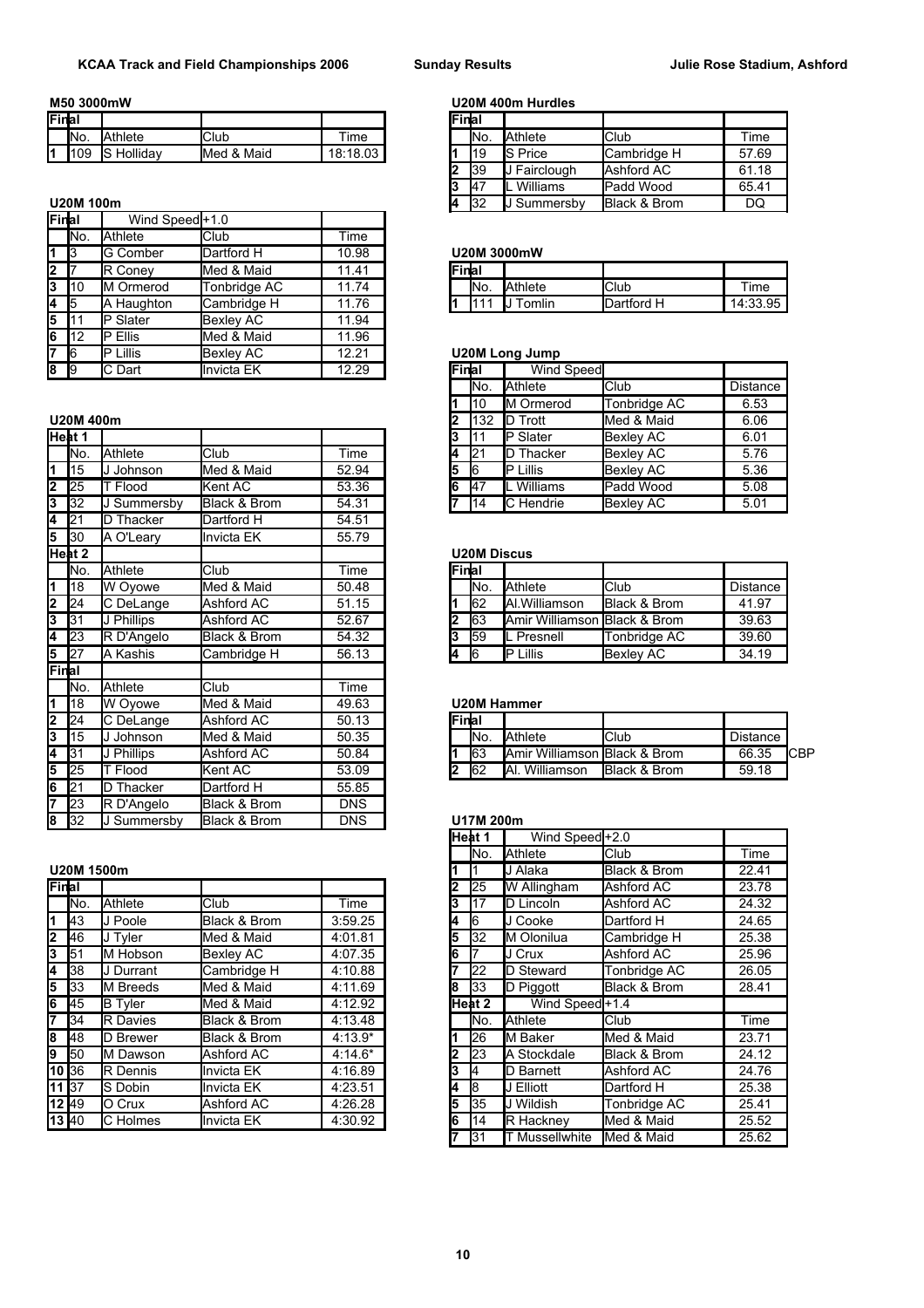# KCAA Track and Field Championships 2006

**Sunday Results** — Julie Rose Stadium, Ashford

### M50 3000mW

| Final | | | | |
|---|---|---|---|---|
| | No. | Athlete | Club | Time |
| 1 | 109 | S Holliday | Med & Maid | 18:18.03 |

### U20M 100m

| Final | | Wind Speed +1.0 | | |
|---|---|---|---|---|
| | No. | Athlete | Club | Time |
| 1 | 3 | G Comber | Dartford H | 10.98 |
| 2 | 7 | R Coney | Med & Maid | 11.41 |
| 3 | 10 | M Ormerod | Tonbridge AC | 11.74 |
| 4 | 5 | A Haughton | Cambridge H | 11.76 |
| 5 | 11 | P Slater | Bexley AC | 11.94 |
| 6 | 12 | P Ellis | Med & Maid | 11.96 |
| 7 | 6 | P Lillis | Bexley AC | 12.21 |
| 8 | 9 | C Dart | Invicta EK | 12.29 |

### U20M 400m

| Heat 1 | | | | |
|---|---|---|---|---|
| | No. | Athlete | Club | Time |
| 1 | 15 | J Johnson | Med & Maid | 52.94 |
| 2 | 25 | T Flood | Kent AC | 53.36 |
| 3 | 32 | J Summersby | Black & Brom | 54.31 |
| 4 | 21 | D Thacker | Dartford H | 54.51 |
| 5 | 30 | A O'Leary | Invicta EK | 55.79 |
| **Heat 2** | | | | |
| | No. | Athlete | Club | Time |
| 1 | 18 | W Oyowe | Med & Maid | 50.48 |
| 2 | 24 | C DeLange | Ashford AC | 51.15 |
| 3 | 31 | J Phillips | Ashford AC | 52.67 |
| 4 | 23 | R D'Angelo | Black & Brom | 54.32 |
| 5 | 27 | A Kashis | Cambridge H | 56.13 |
| **Final** | | | | |
| | No. | Athlete | Club | Time |
| 1 | 18 | W Oyowe | Med & Maid | 49.63 |
| 2 | 24 | C DeLange | Ashford AC | 50.13 |
| 3 | 15 | J Johnson | Med & Maid | 50.35 |
| 4 | 31 | J Phillips | Ashford AC | 50.84 |
| 5 | 25 | T Flood | Kent AC | 53.09 |
| 6 | 21 | D Thacker | Dartford H | 55.85 |
| 7 | 23 | R D'Angelo | Black & Brom | DNS |
| 8 | 32 | J Summersby | Black & Brom | DNS |

### U20M 1500m

| Final | | | | |
|---|---|---|---|---|
| | No. | Athlete | Club | Time |
| 1 | 43 | J Poole | Black & Brom | 3:59.25 |
| 2 | 46 | J Tyler | Med & Maid | 4:01.81 |
| 3 | 51 | M Hobson | Bexley AC | 4:07.35 |
| 4 | 38 | J Durrant | Cambridge H | 4:10.88 |
| 5 | 33 | M Breeds | Med & Maid | 4:11.69 |
| 6 | 45 | B Tyler | Med & Maid | 4:12.92 |
| 7 | 34 | R Davies | Black & Brom | 4:13.48 |
| 8 | 48 | D Brewer | Black & Brom | 4:13.9* |
| 9 | 50 | M Dawson | Ashford AC | 4:14.6* |
| 10 | 36 | R Dennis | Invicta EK | 4:16.89 |
| 11 | 37 | S Dobin | Invicta EK | 4:23.51 |
| 12 | 49 | O Crux | Ashford AC | 4:26.28 |
| 13 | 40 | C Holmes | Invicta EK | 4:30.92 |

### U20M 400m Hurdles

| Final | | | | |
|---|---|---|---|---|
| | No. | Athlete | Club | Time |
| 1 | 19 | S Price | Cambridge H | 57.69 |
| 2 | 39 | J Fairclough | Ashford AC | 61.18 |
| 3 | 47 | L Williams | Padd Wood | 65.41 |
| 4 | 32 | J Summersby | Black & Brom | DQ |

### U20M 3000mW

| Final | | | | |
|---|---|---|---|---|
| | No. | Athlete | Club | Time |
| 1 | 111 | J Tomlin | Dartford H | 14:33.95 |

### U20M Long Jump

| Final | | Wind Speed | | |
|---|---|---|---|---|
| | No. | Athlete | Club | Distance |
| 1 | 10 | M Ormerod | Tonbridge AC | 6.53 |
| 2 | 132 | D Trott | Med & Maid | 6.06 |
| 3 | 11 | P Slater | Bexley AC | 6.01 |
| 4 | 21 | D Thacker | Bexley AC | 5.76 |
| 5 | 6 | P Lillis | Bexley AC | 5.36 |
| 6 | 47 | L Williams | Padd Wood | 5.08 |
| 7 | 14 | C Hendrie | Bexley AC | 5.01 |

### U20M Discus

| Final | | | | |
|---|---|---|---|---|
| | No. | Athlete | Club | Distance |
| 1 | 62 | Al.Williamson | Black & Brom | 41.97 |
| 2 | 63 | Amir Williamson | Black & Brom | 39.63 |
| 3 | 59 | L Presnell | Tonbridge AC | 39.60 |
| 4 | 6 | P Lillis | Bexley AC | 34.19 |

### U20M Hammer

| Final | | | | | |
|---|---|---|---|---|---|
| | No. | Athlete | Club | Distance | |
| 1 | 63 | Amir Williamson | Black & Brom | 66.35 | CBP |
| 2 | 62 | Al. Williamson | Black & Brom | 59.18 | |

### U17M 200m

| Heat 1 | | Wind Speed +2.0 | | |
|---|---|---|---|---|
| | No. | Athlete | Club | Time |
| 1 | 1 | J Alaka | Black & Brom | 22.41 |
| 2 | 25 | W Allingham | Ashford AC | 23.78 |
| 3 | 17 | D Lincoln | Ashford AC | 24.32 |
| 4 | 6 | J Cooke | Dartford H | 24.65 |
| 5 | 32 | M Olonilua | Cambridge H | 25.38 |
| 6 | 7 | J Crux | Ashford AC | 25.96 |
| 7 | 22 | D Steward | Tonbridge AC | 26.05 |
| 8 | 33 | D Piggott | Black & Brom | 28.41 |
| **Heat 2** | | Wind Speed +1.4 | | |
| | No. | Athlete | Club | Time |
| 1 | 26 | M Baker | Med & Maid | 23.71 |
| 2 | 23 | A Stockdale | Black & Brom | 24.12 |
| 3 | 4 | D Barnett | Ashford AC | 24.76 |
| 4 | 8 | J Elliott | Dartford H | 25.38 |
| 5 | 35 | J Wildish | Tonbridge AC | 25.41 |
| 6 | 14 | R Hackney | Med & Maid | 25.52 |
| 7 | 31 | T Mussellwhite | Med & Maid | 25.62 |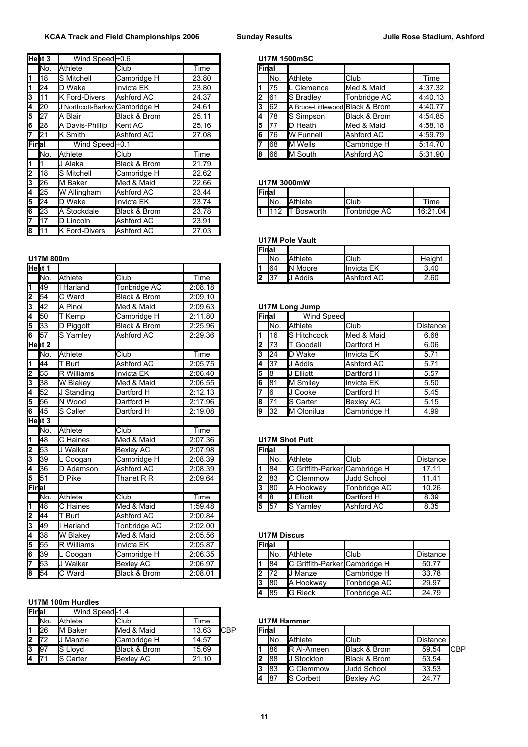KCAA Track and Field Championships 2006 — Sunday Results — Julie Rose Stadium, Ashford

| Heat 3 | Wind Speed +0.6 | | |
|---|---|---|---|
| No. | Athlete | Club | Time |
| 1 | 18 | S Mitchell | Cambridge H | 23.80 |

| Pos | No. | Athlete | Club | Time |
|---|---|---|---|---|
| **Heat 3** | | Wind Speed +0.6 | | |
| | No. | Athlete | Club | Time |
| 1 | 18 | S Mitchell | Cambridge H | 23.80 |
| 1 | 24 | D Wake | Invicta EK | 23.80 |
| 3 | 11 | K Ford-Divers | Ashford AC | 24.37 |
| 4 | 20 | J Northcott-Barlow | Cambridge H | 24.61 |
| 5 | 27 | A Blair | Black & Brom | 25.11 |
| 6 | 28 | A Davis-Phillip | Kent AC | 25.16 |
| 7 | 21 | K Smith | Ashford AC | 27.08 |
| **Final** | | Wind Speed +0.1 | | |
| | No. | Athlete | Club | Time |
| 1 | 1 | J Alaka | Black & Brom | 21.79 |
| 2 | 18 | S Mitchell | Cambridge H | 22.62 |
| 3 | 26 | M Baker | Med & Maid | 22.66 |
| 4 | 25 | W Allingham | Ashford AC | 23.44 |
| 5 | 24 | D Wake | Invicta EK | 23.74 |
| 6 | 23 | A Stockdale | Black & Brom | 23.78 |
| 7 | 17 | D Lincoln | Ashford AC | 23.91 |
| 8 | 11 | K Ford-Divers | Ashford AC | 27.03 |

### U17M 800m

| Pos | No. | Athlete | Club | Time |
|---|---|---|---|---|
| **Heat 1** | | | | |
| | No. | Athlete | Club | Time |
| 1 | 49 | I Harland | Tonbridge AC | 2:08.18 |
| 2 | 54 | C Ward | Black & Brom | 2:09.10 |
| 3 | 42 | A Pinol | Med & Maid | 2:09.63 |
| 4 | 50 | T Kemp | Cambridge H | 2:11.80 |
| 5 | 33 | D Piggott | Black & Brom | 2:25.96 |
| 6 | 57 | S Yarnley | Ashford AC | 2:29.36 |
| **Heat 2** | | | | |
| | No. | Athlete | Club | Time |
| 1 | 44 | T Burt | Ashford AC | 2:05.75 |
| 2 | 55 | R Williams | Invicta EK | 2:06.40 |
| 3 | 38 | W Blakey | Med & Maid | 2:06.55 |
| 4 | 52 | J Standing | Dartford H | 2:12.13 |
| 5 | 56 | N Wood | Dartford H | 2:17.96 |
| 6 | 45 | S Caller | Dartford H | 2:19.08 |
| **Heat 3** | | | | |
| | No. | Athlete | Club | Time |
| 1 | 48 | C Haines | Med & Maid | 2:07.36 |
| 2 | 53 | J Walker | Bexley AC | 2:07.98 |
| 3 | 39 | L Coogan | Cambridge H | 2:08.39 |
| 4 | 36 | D Adamson | Ashford AC | 2:08.39 |
| 5 | 51 | D Pike | Thanet R R | 2:09.64 |
| **Final** | | | | |
| | No. | Athlete | Club | Time |
| 1 | 48 | C Haines | Med & Maid | 1:59.48 |
| 2 | 44 | T Burt | Ashford AC | 2:00.84 |
| 3 | 49 | I Harland | Tonbridge AC | 2:02.00 |
| 4 | 38 | W Blakey | Med & Maid | 2:05.56 |
| 5 | 55 | R Williams | Invicta EK | 2:05.87 |
| 6 | 39 | L Coogan | Cambridge H | 2:06.35 |
| 7 | 53 | J Walker | Bexley AC | 2:06.97 |
| 8 | 54 | C Ward | Black & Brom | 2:08.01 |

### U17M 100m Hurdles

| Pos | No. | Athlete | Club | Time | |
|---|---|---|---|---|---|
| **Final** | | Wind Speed -1.4 | | | |
| | No. | Athlete | Club | Time | |
| 1 | 26 | M Baker | Med & Maid | 13.63 | CBP |
| 2 | 72 | J Manzie | Cambridge H | 14.57 | |
| 3 | 97 | S Lloyd | Black & Brom | 15.69 | |
| 4 | 71 | S Carter | Bexley AC | 21.10 | |

### U17M 1500mSC

| Pos | No. | Athlete | Club | Time |
|---|---|---|---|---|
| **Final** | | | | |
| | No. | Athlete | Club | Time |
| 1 | 75 | L Clemence | Med & Maid | 4:37.32 |
| 2 | 61 | S Bradley | Tonbridge AC | 4:40.13 |
| 3 | 62 | A Bruce-Littlewood | Black & Brom | 4:40.77 |
| 4 | 78 | S Simpson | Black & Brom | 4:54.85 |
| 5 | 77 | D Heath | Med & Maid | 4:58.18 |
| 6 | 76 | W Funnell | Ashford AC | 4:59.79 |
| 7 | 68 | M Wells | Cambridge H | 5:14.70 |
| 8 | 66 | M South | Ashford AC | 5:31.90 |

### U17M 3000mW

| Pos | No. | Athlete | Club | Time |
|---|---|---|---|---|
| **Final** | | | | |
| | No. | Athlete | Club | Time |
| 1 | 112 | T Bosworth | Tonbridge AC | 16:21.04 |

### U17M Pole Vault

| Pos | No. | Athlete | Club | Height |
|---|---|---|---|---|
| **Final** | | | | |
| | No. | Athlete | Club | Height |
| 1 | 64 | N Moore | Invicta EK | 3.40 |
| 2 | 37 | J Addis | Ashford AC | 2.60 |

### U17M Long Jump

| Pos | No. | Athlete | Club | Distance |
|---|---|---|---|---|
| **Final** | | Wind Speed | | |
| | No. | Athlete | Club | Distance |
| 1 | 16 | S Hitchcock | Med & Maid | 6.68 |
| 2 | 73 | T Goodall | Dartford H | 6.06 |
| 3 | 24 | D Wake | Invicta EK | 5.71 |
| 4 | 37 | J Addis | Ashford AC | 5.71 |
| 5 | 8 | J Elliott | Dartford H | 5.57 |
| 6 | 81 | M Smiley | Invicta EK | 5.50 |
| 7 | 6 | J Cooke | Dartford H | 5.45 |
| 8 | 71 | S Carter | Bexley AC | 5.15 |
| 9 | 32 | M Olonilua | Cambridge H | 4.99 |

### U17M Shot Putt

| Pos | No. | Athlete | Club | Distance |
|---|---|---|---|---|
| **Final** | | | | |
| | No. | Athlete | Club | Distance |
| 1 | 84 | C Griffith-Parker | Cambridge H | 17.11 |
| 2 | 83 | C Clemmow | Judd School | 11.41 |
| 3 | 80 | A Hookway | Tonbridge AC | 10.26 |
| 4 | 8 | J Elliott | Dartford H | 8.39 |
| 5 | 57 | S Yarnley | Ashford AC | 8.35 |

### U17M Discus

| Pos | No. | Athlete | Club | Distance |
|---|---|---|---|---|
| **Final** | | | | |
| | No. | Athlete | Club | Distance |
| 1 | 84 | C Griffith-Parker | Cambridge H | 50.77 |
| 2 | 72 | J Manze | Cambridge H | 33.78 |
| 3 | 80 | A Hookway | Tonbridge AC | 29.97 |
| 4 | 85 | G Rieck | Tonbridge AC | 24.79 |

### U17M Hammer

| Pos | No. | Athlete | Club | Distance | |
|---|---|---|---|---|---|
| **Final** | | | | | |
| | No. | Athlete | Club | Distance | |
| 1 | 86 | R Al-Ameen | Black & Brom | 59.54 | CBP |
| 2 | 88 | J Stockton | Black & Brom | 53.54 | |
| 3 | 83 | C Clemmow | Judd School | 33.53 | |
| 4 | 87 | S Corbett | Bexley AC | 24.77 | |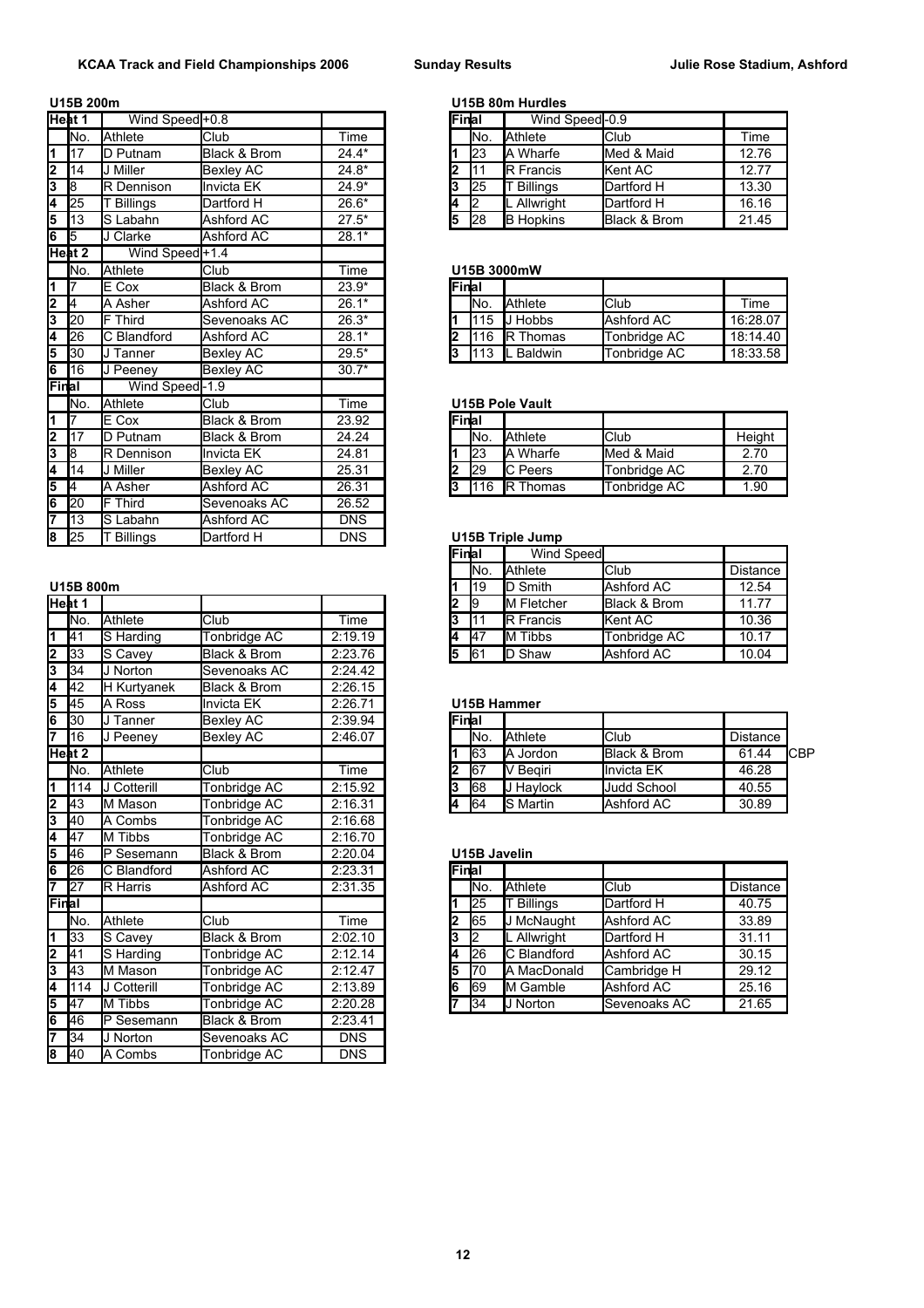**KCAA Track and Field Championships 2006** **Sunday Results** **Julie Rose Stadium, Ashford**

## U15B 200m

| | No. | Athlete | Club | Time |
|---|---|---|---|---|
| **Heat 1** | | Wind Speed | +0.8 | |
| | No. | Athlete | Club | Time |
| 1 | 17 | D Putnam | Black & Brom | 24.4* |
| 2 | 14 | J Miller | Bexley AC | 24.8* |
| 3 | 8 | R Dennison | Invicta EK | 24.9* |
| 4 | 25 | T Billings | Dartford H | 26.6* |
| 5 | 13 | S Labahn | Ashford AC | 27.5* |
| 6 | 5 | J Clarke | Ashford AC | 28.1* |
| **Heat 2** | | Wind Speed | +1.4 | |
| | No. | Athlete | Club | Time |
| 1 | 7 | E Cox | Black & Brom | 23.9* |
| 2 | 4 | A Asher | Ashford AC | 26.1* |
| 3 | 20 | F Third | Sevenoaks AC | 26.3* |
| 4 | 26 | C Blandford | Ashford AC | 28.1* |
| 5 | 30 | J Tanner | Bexley AC | 29.5* |
| 6 | 16 | J Peeney | Bexley AC | 30.7* |
| **Final** | | Wind Speed | -1.9 | |
| | No. | Athlete | Club | Time |
| 1 | 7 | E Cox | Black & Brom | 23.92 |
| 2 | 17 | D Putnam | Black & Brom | 24.24 |
| 3 | 8 | R Dennison | Invicta EK | 24.81 |
| 4 | 14 | J Miller | Bexley AC | 25.31 |
| 5 | 4 | A Asher | Ashford AC | 26.31 |
| 6 | 20 | F Third | Sevenoaks AC | 26.52 |
| 7 | 13 | S Labahn | Ashford AC | DNS |
| 8 | 25 | T Billings | Dartford H | DNS |

## U15B 800m

| | No. | Athlete | Club | Time |
|---|---|---|---|---|
| **Heat 1** | | | | |
| | No. | Athlete | Club | Time |
| 1 | 41 | S Harding | Tonbridge AC | 2:19.19 |
| 2 | 33 | S Cavey | Black & Brom | 2:23.76 |
| 3 | 34 | J Norton | Sevenoaks AC | 2:24.42 |
| 4 | 42 | H Kurtyanek | Black & Brom | 2:26.15 |
| 5 | 45 | A Ross | Invicta EK | 2:26.71 |
| 6 | 30 | J Tanner | Bexley AC | 2:39.94 |
| 7 | 16 | J Peeney | Bexley AC | 2:46.07 |
| **Heat 2** | | | | |
| | No. | Athlete | Club | Time |
| 1 | 114 | J Cotterill | Tonbridge AC | 2:15.92 |
| 2 | 43 | M Mason | Tonbridge AC | 2:16.31 |
| 3 | 40 | A Combs | Tonbridge AC | 2:16.68 |
| 4 | 47 | M Tibbs | Tonbridge AC | 2:16.70 |
| 5 | 46 | P Sesemann | Black & Brom | 2:20.04 |
| 6 | 26 | C Blandford | Ashford AC | 2:23.31 |
| 7 | 27 | R Harris | Ashford AC | 2:31.35 |
| **Final** | | | | |
| | No. | Athlete | Club | Time |
| 1 | 33 | S Cavey | Black & Brom | 2:02.10 |
| 2 | 41 | S Harding | Tonbridge AC | 2:12.14 |
| 3 | 43 | M Mason | Tonbridge AC | 2:12.47 |
| 4 | 114 | J Cotterill | Tonbridge AC | 2:13.89 |
| 5 | 47 | M Tibbs | Tonbridge AC | 2:20.28 |
| 6 | 46 | P Sesemann | Black & Brom | 2:23.41 |
| 7 | 34 | J Norton | Sevenoaks AC | DNS |
| 8 | 40 | A Combs | Tonbridge AC | DNS |

## U15B 80m Hurdles

| | No. | Athlete | Club | Time |
|---|---|---|---|---|
| **Final** | | Wind Speed | -0.9 | |
| | No. | Athlete | Club | Time |
| 1 | 23 | A Wharfe | Med & Maid | 12.76 |
| 2 | 11 | R Francis | Kent AC | 12.77 |
| 3 | 25 | T Billings | Dartford H | 13.30 |
| 4 | 2 | L Allwright | Dartford H | 16.16 |
| 5 | 28 | B Hopkins | Black & Brom | 21.45 |

## U15B 3000mW

| | No. | Athlete | Club | Time |
|---|---|---|---|---|
| **Final** | | | | |
| | No. | Athlete | Club | Time |
| 1 | 115 | J Hobbs | Ashford AC | 16:28.07 |
| 2 | 116 | R Thomas | Tonbridge AC | 18:14.40 |
| 3 | 113 | L Baldwin | Tonbridge AC | 18:33.58 |

## U15B Pole Vault

| | No. | Athlete | Club | Height |
|---|---|---|---|---|
| **Final** | | | | |
| | No. | Athlete | Club | Height |
| 1 | 23 | A Wharfe | Med & Maid | 2.70 |
| 2 | 29 | C Peers | Tonbridge AC | 2.70 |
| 3 | 116 | R Thomas | Tonbridge AC | 1.90 |

## U15B Triple Jump

| | No. | Athlete | Club | Distance |
|---|---|---|---|---|
| **Final** | | Wind Speed | | |
| | No. | Athlete | Club | Distance |
| 1 | 19 | D Smith | Ashford AC | 12.54 |
| 2 | 9 | M Fletcher | Black & Brom | 11.77 |
| 3 | 11 | R Francis | Kent AC | 10.36 |
| 4 | 47 | M Tibbs | Tonbridge AC | 10.17 |
| 5 | 61 | D Shaw | Ashford AC | 10.04 |

## U15B Hammer

| | No. | Athlete | Club | Distance | |
|---|---|---|---|---|---|
| **Final** | | | | | |
| | No. | Athlete | Club | Distance | |
| 1 | 63 | A Jordon | Black & Brom | 61.44 | CBP |
| 2 | 67 | V Beqiri | Invicta EK | 46.28 | |
| 3 | 68 | J Haylock | Judd School | 40.55 | |
| 4 | 64 | S Martin | Ashford AC | 30.89 | |

## U15B Javelin

| | No. | Athlete | Club | Distance |
|---|---|---|---|---|
| **Final** | | | | |
| | No. | Athlete | Club | Distance |
| 1 | 25 | T Billings | Dartford H | 40.75 |
| 2 | 65 | J McNaught | Ashford AC | 33.89 |
| 3 | 2 | L Allwright | Dartford H | 31.11 |
| 4 | 26 | C Blandford | Ashford AC | 30.15 |
| 5 | 70 | A MacDonald | Cambridge H | 29.12 |
| 6 | 69 | M Gamble | Ashford AC | 25.16 |
| 7 | 34 | J Norton | Sevenoaks AC | 21.65 |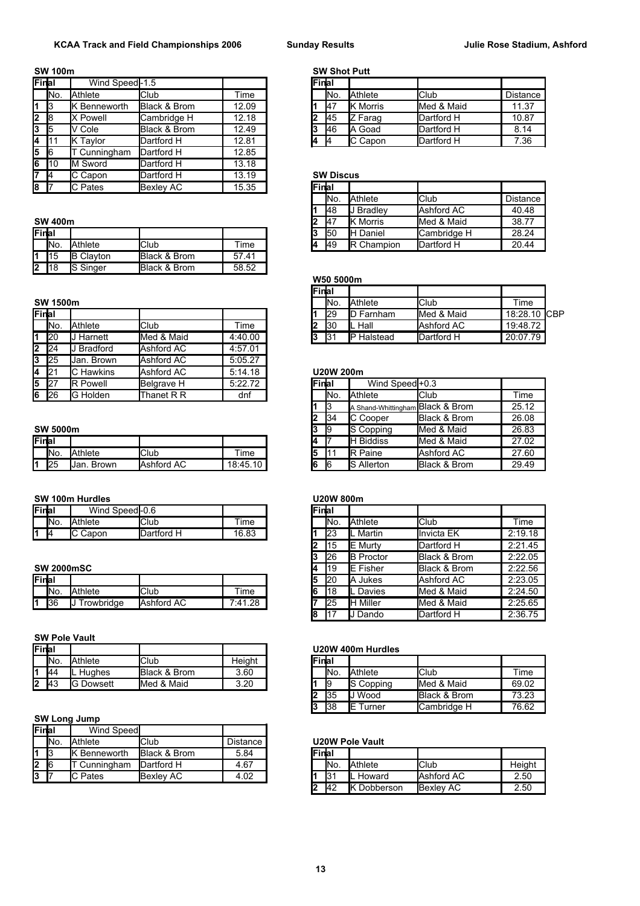**KCAA Track and Field Championships 2006** **Sunday Results** **Julie Rose Stadium, Ashford**

### SW 100m

| Final | Wind Speed -1.5 | | | |
|---|---|---|---|---|
| | No. | Athlete | Club | Time |
| 1 | 3 | K Benneworth | Black & Brom | 12.09 |
| 2 | 8 | X Powell | Cambridge H | 12.18 |
| 3 | 5 | V Cole | Black & Brom | 12.49 |
| 4 | 11 | K Taylor | Dartford H | 12.81 |
| 5 | 6 | T Cunningham | Dartford H | 12.85 |
| 6 | 10 | M Sword | Dartford H | 13.18 |
| 7 | 4 | C Capon | Dartford H | 13.19 |
| 8 | 7 | C Pates | Bexley AC | 15.35 |

### SW 400m

| Final | | | | |
|---|---|---|---|---|
| | No. | Athlete | Club | Time |
| 1 | 15 | B Clayton | Black & Brom | 57.41 |
| 2 | 18 | S Singer | Black & Brom | 58.52 |

### SW 1500m

| Final | | | | |
|---|---|---|---|---|
| | No. | Athlete | Club | Time |
| 1 | 20 | J Harnett | Med & Maid | 4:40.00 |
| 2 | 24 | J Bradford | Ashford AC | 4:57.01 |
| 3 | 25 | Jan. Brown | Ashford AC | 5:05.27 |
| 4 | 21 | C Hawkins | Ashford AC | 5:14.18 |
| 5 | 27 | R Powell | Belgrave H | 5:22.72 |
| 6 | 26 | G Holden | Thanet R R | dnf |

### SW 5000m

| Final | | | | |
|---|---|---|---|---|
| | No. | Athlete | Club | Time |
| 1 | 25 | Jan. Brown | Ashford AC | 18:45.10 |

### SW 100m Hurdles

| Final | Wind Speed -0.6 | | | |
|---|---|---|---|---|
| | No. | Athlete | Club | Time |
| 1 | 4 | C Capon | Dartford H | 16.83 |

### SW 2000mSC

| Final | | | | |
|---|---|---|---|---|
| | No. | Athlete | Club | Time |
| 1 | 36 | J Trowbridge | Ashford AC | 7:41.28 |

### SW Pole Vault

| Final | | | | |
|---|---|---|---|---|
| | No. | Athlete | Club | Height |
| 1 | 44 | L Hughes | Black & Brom | 3.60 |
| 2 | 43 | G Dowsett | Med & Maid | 3.20 |

### SW Long Jump

| Final | Wind Speed | | | |
|---|---|---|---|---|
| | No. | Athlete | Club | Distance |
| 1 | 3 | K Benneworth | Black & Brom | 5.84 |
| 2 | 6 | T Cunningham | Dartford H | 4.67 |
| 3 | 7 | C Pates | Bexley AC | 4.02 |

### SW Shot Putt

| Final | | | | |
|---|---|---|---|---|
| | No. | Athlete | Club | Distance |
| 1 | 47 | K Morris | Med & Maid | 11.37 |
| 2 | 45 | Z Farag | Dartford H | 10.87 |
| 3 | 46 | A Goad | Dartford H | 8.14 |
| 4 | 4 | C Capon | Dartford H | 7.36 |

### SW Discus

| Final | | | | |
|---|---|---|---|---|
| | No. | Athlete | Club | Distance |
| 1 | 48 | J Bradley | Ashford AC | 40.48 |
| 2 | 47 | K Morris | Med & Maid | 38.77 |
| 3 | 50 | H Daniel | Cambridge H | 28.24 |
| 4 | 49 | R Champion | Dartford H | 20.44 |

### W50 5000m

| Final | | | | | |
|---|---|---|---|---|---|
| | No. | Athlete | Club | Time | |
| 1 | 29 | D Farnham | Med & Maid | 18:28.10 | CBP |
| 2 | 30 | L Hall | Ashford AC | 19:48.72 | |
| 3 | 31 | P Halstead | Dartford H | 20:07.79 | |

### U20W 200m

| Final | Wind Speed +0.3 | | | |
|---|---|---|---|---|
| | No. | Athlete | Club | Time |
| 1 | 3 | A Shand-Whittingham | Black & Brom | 25.12 |
| 2 | 34 | C Cooper | Black & Brom | 26.08 |
| 3 | 9 | S Copping | Med & Maid | 26.83 |
| 4 | 7 | H Biddiss | Med & Maid | 27.02 |
| 5 | 11 | R Paine | Ashford AC | 27.60 |
| 6 | 6 | S Allerton | Black & Brom | 29.49 |

### U20W 800m

| Final | | | | |
|---|---|---|---|---|
| | No. | Athlete | Club | Time |
| 1 | 23 | L Martin | Invicta EK | 2:19.18 |
| 2 | 15 | E Murty | Dartford H | 2:21.45 |
| 3 | 26 | B Proctor | Black & Brom | 2:22.05 |
| 4 | 19 | E Fisher | Black & Brom | 2:22.56 |
| 5 | 20 | A Jukes | Ashford AC | 2:23.05 |
| 6 | 18 | L Davies | Med & Maid | 2:24.50 |
| 7 | 25 | H Miller | Med & Maid | 2:25.65 |
| 8 | 17 | J Dando | Dartford H | 2:36.75 |

### U20W 400m Hurdles

| Final | | | | |
|---|---|---|---|---|
| | No. | Athlete | Club | Time |
| 1 | 9 | S Copping | Med & Maid | 69.02 |
| 2 | 35 | J Wood | Black & Brom | 73.23 |
| 3 | 38 | E Turner | Cambridge H | 76.62 |

### U20W Pole Vault

| Final | | | | |
|---|---|---|---|---|
| | No. | Athlete | Club | Height |
| 1 | 31 | L Howard | Ashford AC | 2.50 |
| 2 | 42 | K Dobberson | Bexley AC | 2.50 |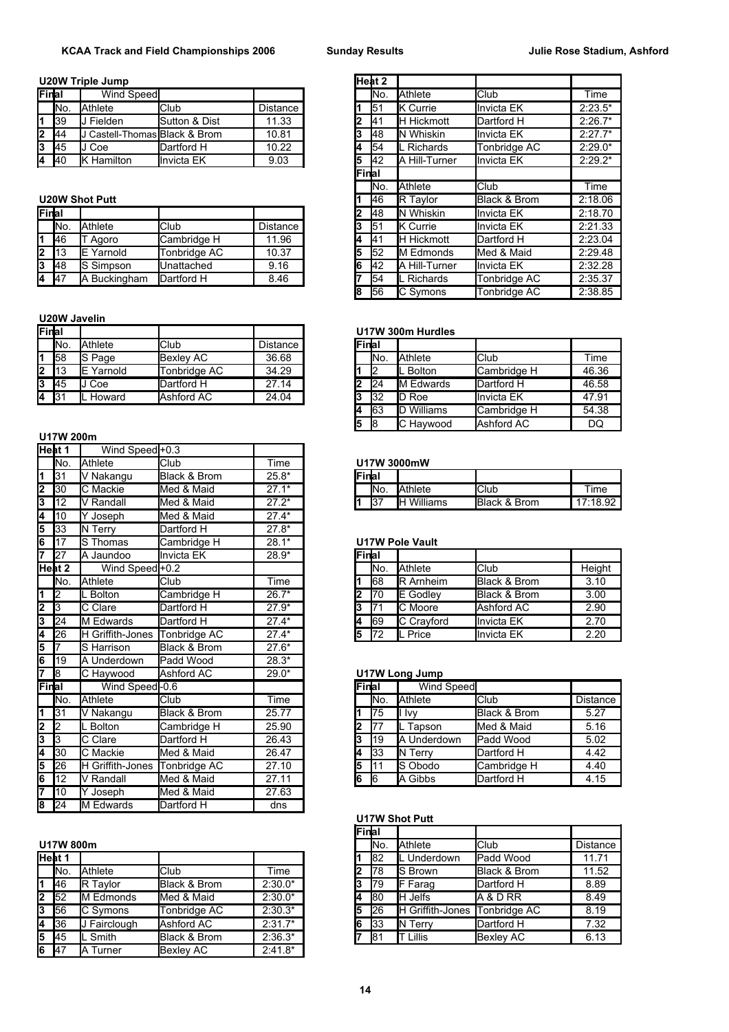## KCAA Track and Field Championships 2006 — Sunday Results — Julie Rose Stadium, Ashford

### U20W Triple Jump

| Final | Wind Speed | | | |
|---|---|---|---|---|
| | No. | Athlete | Club | Distance |
| 1 | 39 | J Fielden | Sutton & Dist | 11.33 |
| 2 | 44 | J Castell-Thomas | Black & Brom | 10.81 |
| 3 | 45 | J Coe | Dartford H | 10.22 |
| 4 | 40 | K Hamilton | Invicta EK | 9.03 |

### U20W Shot Putt

| Final | | | | |
|---|---|---|---|---|
| | No. | Athlete | Club | Distance |
| 1 | 46 | T Agoro | Cambridge H | 11.96 |
| 2 | 13 | E Yarnold | Tonbridge AC | 10.37 |
| 3 | 48 | S Simpson | Unattached | 9.16 |
| 4 | 47 | A Buckingham | Dartford H | 8.46 |

### U20W Javelin

| Final | | | | |
|---|---|---|---|---|
| | No. | Athlete | Club | Distance |
| 1 | 58 | S Page | Bexley AC | 36.68 |
| 2 | 13 | E Yarnold | Tonbridge AC | 34.29 |
| 3 | 45 | J Coe | Dartford H | 27.14 |
| 4 | 31 | L Howard | Ashford AC | 24.04 |

### U17W 200m

| Heat 1 | Wind Speed | +0.3 | | |
|---|---|---|---|---|
| | No. | Athlete | Club | Time |
| 1 | 31 | V Nakangu | Black & Brom | 25.8* |
| 2 | 30 | C Mackie | Med & Maid | 27.1* |
| 3 | 12 | V Randall | Med & Maid | 27.2* |
| 4 | 10 | Y Joseph | Med & Maid | 27.4* |
| 5 | 33 | N Terry | Dartford H | 27.8* |
| 6 | 17 | S Thomas | Cambridge H | 28.1* |
| 7 | 27 | A Jaundoo | Invicta EK | 28.9* |
| **Heat 2** | Wind Speed | +0.2 | | |
| | No. | Athlete | Club | Time |
| 1 | 2 | L Bolton | Cambridge H | 26.7* |
| 2 | 3 | C Clare | Dartford H | 27.9* |
| 3 | 24 | M Edwards | Dartford H | 27.4* |
| 4 | 26 | H Griffith-Jones | Tonbridge AC | 27.4* |
| 5 | 7 | S Harrison | Black & Brom | 27.6* |
| 6 | 19 | A Underdown | Padd Wood | 28.3* |
| 7 | 8 | C Haywood | Ashford AC | 29.0* |
| **Final** | Wind Speed | -0.6 | | |
| | No. | Athlete | Club | Time |
| 1 | 31 | V Nakangu | Black & Brom | 25.77 |
| 2 | 2 | L Bolton | Cambridge H | 25.90 |
| 3 | 3 | C Clare | Dartford H | 26.43 |
| 4 | 30 | C Mackie | Med & Maid | 26.47 |
| 5 | 26 | H Griffith-Jones | Tonbridge AC | 27.10 |
| 6 | 12 | V Randall | Med & Maid | 27.11 |
| 7 | 10 | Y Joseph | Med & Maid | 27.63 |
| 8 | 24 | M Edwards | Dartford H | dns |

### U17W 800m

| Heat 1 | | | | |
|---|---|---|---|---|
| | No. | Athlete | Club | Time |
| 1 | 46 | R Taylor | Black & Brom | 2:30.0* |
| 2 | 52 | M Edmonds | Med & Maid | 2:30.0* |
| 3 | 56 | C Symons | Tonbridge AC | 2:30.3* |
| 4 | 36 | J Fairclough | Ashford AC | 2:31.7* |
| 5 | 45 | L Smith | Black & Brom | 2:36.3* |
| 6 | 47 | A Turner | Bexley AC | 2:41.8* |
| **Heat 2** | | | | |
| | No. | Athlete | Club | Time |
| 1 | 51 | K Currie | Invicta EK | 2:23.5* |
| 2 | 41 | H Hickmott | Dartford H | 2:26.7* |
| 3 | 48 | N Whiskin | Invicta EK | 2:27.7* |
| 4 | 54 | L Richards | Tonbridge AC | 2:29.0* |
| 5 | 42 | A Hill-Turner | Invicta EK | 2:29.2* |
| **Final** | | | | |
| | No. | Athlete | Club | Time |
| 1 | 46 | R Taylor | Black & Brom | 2:18.06 |
| 2 | 48 | N Whiskin | Invicta EK | 2:18.70 |
| 3 | 51 | K Currie | Invicta EK | 2:21.33 |
| 4 | 41 | H Hickmott | Dartford H | 2:23.04 |
| 5 | 52 | M Edmonds | Med & Maid | 2:29.48 |
| 6 | 42 | A Hill-Turner | Invicta EK | 2:32.28 |
| 7 | 54 | L Richards | Tonbridge AC | 2:35.37 |
| 8 | 56 | C Symons | Tonbridge AC | 2:38.85 |

### U17W 300m Hurdles

| Final | | | | |
|---|---|---|---|---|
| | No. | Athlete | Club | Time |
| 1 | 2 | L Bolton | Cambridge H | 46.36 |
| 2 | 24 | M Edwards | Dartford H | 46.58 |
| 3 | 32 | D Roe | Invicta EK | 47.91 |
| 4 | 63 | D Williams | Cambridge H | 54.38 |
| 5 | 8 | C Haywood | Ashford AC | DQ |

### U17W 3000mW

| Final | | | | |
|---|---|---|---|---|
| | No. | Athlete | Club | Time |
| 1 | 37 | H Williams | Black & Brom | 17:18.92 |

### U17W Pole Vault

| Final | | | | |
|---|---|---|---|---|
| | No. | Athlete | Club | Height |
| 1 | 68 | R Arnheim | Black & Brom | 3.10 |
| 2 | 70 | E Godley | Black & Brom | 3.00 |
| 3 | 71 | C Moore | Ashford AC | 2.90 |
| 4 | 69 | C Crayford | Invicta EK | 2.70 |
| 5 | 72 | L Price | Invicta EK | 2.20 |

### U17W Long Jump

| Final | Wind Speed | | | |
|---|---|---|---|---|
| | No. | Athlete | Club | Distance |
| 1 | 75 | I Ivy | Black & Brom | 5.27 |
| 2 | 77 | L Tapson | Med & Maid | 5.16 |
| 3 | 19 | A Underdown | Padd Wood | 5.02 |
| 4 | 33 | N Terry | Dartford H | 4.42 |
| 5 | 11 | S Obodo | Cambridge H | 4.40 |
| 6 | 6 | A Gibbs | Dartford H | 4.15 |

### U17W Shot Putt

| Final | | | | |
|---|---|---|---|---|
| | No. | Athlete | Club | Distance |
| 1 | 82 | L Underdown | Padd Wood | 11.71 |
| 2 | 78 | S Brown | Black & Brom | 11.52 |
| 3 | 79 | F Farag | Dartford H | 8.89 |
| 4 | 80 | H Jelfs | A & D RR | 8.49 |
| 5 | 26 | H Griffith-Jones | Tonbridge AC | 8.19 |
| 6 | 33 | N Terry | Dartford H | 7.32 |
| 7 | 81 | T Lillis | Bexley AC | 6.13 |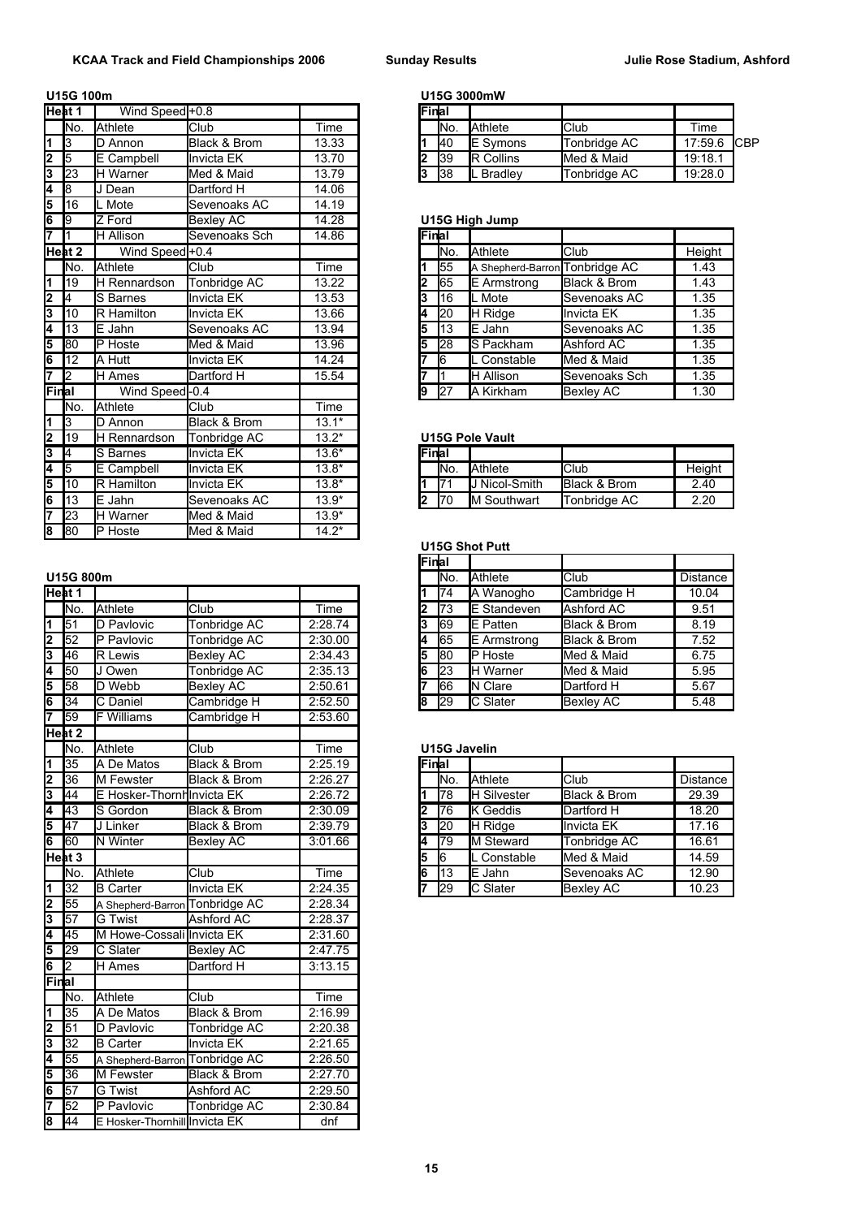**KCAA Track and Field Championships 2006 — Sunday Results — Julie Rose Stadium, Ashford**

### U15G 100m

| | No. | Athlete | Club | Time |
|---|---|---|---|---|
| **Heat 1** | | Wind Speed +0.8 | | |
| | No. | Athlete | Club | Time |
| 1 | 3 | D Annon | Black & Brom | 13.33 |
| 2 | 5 | E Campbell | Invicta EK | 13.70 |
| 3 | 23 | H Warner | Med & Maid | 13.79 |
| 4 | 8 | J Dean | Dartford H | 14.06 |
| 5 | 16 | L Mote | Sevenoaks AC | 14.19 |
| 6 | 9 | Z Ford | Bexley AC | 14.28 |
| 7 | 1 | H Allison | Sevenoaks Sch | 14.86 |
| **Heat 2** | | Wind Speed +0.4 | | |
| | No. | Athlete | Club | Time |
| 1 | 19 | H Rennardson | Tonbridge AC | 13.22 |
| 2 | 4 | S Barnes | Invicta EK | 13.53 |
| 3 | 10 | R Hamilton | Invicta EK | 13.66 |
| 4 | 13 | E Jahn | Sevenoaks AC | 13.94 |
| 5 | 80 | P Hoste | Med & Maid | 13.96 |
| 6 | 12 | A Hutt | Invicta EK | 14.24 |
| 7 | 2 | H Ames | Dartford H | 15.54 |
| **Final** | | Wind Speed -0.4 | | |
| | No. | Athlete | Club | Time |
| 1 | 3 | D Annon | Black & Brom | 13.1* |
| 2 | 19 | H Rennardson | Tonbridge AC | 13.2* |
| 3 | 4 | S Barnes | Invicta EK | 13.6* |
| 4 | 5 | E Campbell | Invicta EK | 13.8* |
| 5 | 10 | R Hamilton | Invicta EK | 13.8* |
| 6 | 13 | E Jahn | Sevenoaks AC | 13.9* |
| 7 | 23 | H Warner | Med & Maid | 13.9* |
| 8 | 80 | P Hoste | Med & Maid | 14.2* |

### U15G 800m

| | No. | Athlete | Club | Time |
|---|---|---|---|---|
| **Heat 1** | | | | |
| | No. | Athlete | Club | Time |
| 1 | 51 | D Pavlovic | Tonbridge AC | 2:28.74 |
| 2 | 52 | P Pavlovic | Tonbridge AC | 2:30.00 |
| 3 | 46 | R Lewis | Bexley AC | 2:34.43 |
| 4 | 50 | J Owen | Tonbridge AC | 2:35.13 |
| 5 | 58 | D Webb | Bexley AC | 2:50.61 |
| 6 | 34 | C Daniel | Cambridge H | 2:52.50 |
| 7 | 59 | F Williams | Cambridge H | 2:53.60 |
| **Heat 2** | | | | |
| | No. | Athlete | Club | Time |
| 1 | 35 | A De Matos | Black & Brom | 2:25.19 |
| 2 | 36 | M Fewster | Black & Brom | 2:26.27 |
| 3 | 44 | E Hosker-Thornhill | Invicta EK | 2:26.72 |
| 4 | 43 | S Gordon | Black & Brom | 2:30.09 |
| 5 | 47 | J Linker | Black & Brom | 2:39.79 |
| 6 | 60 | N Winter | Bexley AC | 3:01.66 |
| **Heat 3** | | | | |
| | No. | Athlete | Club | Time |
| 1 | 32 | B Carter | Invicta EK | 2:24.35 |
| 2 | 55 | A Shepherd-Barron | Tonbridge AC | 2:28.34 |
| 3 | 57 | G Twist | Ashford AC | 2:28.37 |
| 4 | 45 | M Howe-Cossali | Invicta EK | 2:31.60 |
| 5 | 29 | C Slater | Bexley AC | 2:47.75 |
| 6 | 2 | H Ames | Dartford H | 3:13.15 |
| **Final** | | | | |
| | No. | Athlete | Club | Time |
| 1 | 35 | A De Matos | Black & Brom | 2:16.99 |
| 2 | 51 | D Pavlovic | Tonbridge AC | 2:20.38 |
| 3 | 32 | B Carter | Invicta EK | 2:21.65 |
| 4 | 55 | A Shepherd-Barron | Tonbridge AC | 2:26.50 |
| 5 | 36 | M Fewster | Black & Brom | 2:27.70 |
| 6 | 57 | G Twist | Ashford AC | 2:29.50 |
| 7 | 52 | P Pavlovic | Tonbridge AC | 2:30.84 |
| 8 | 44 | E Hosker-Thornhill | Invicta EK | dnf |

### U15G 3000mW

| | No. | Athlete | Club | Time | |
|---|---|---|---|---|---|
| **Final** | | | | | |
| 1 | 40 | E Symons | Tonbridge AC | 17:59.6 | CBP |
| 2 | 39 | R Collins | Med & Maid | 19:18.1 | |
| 3 | 38 | L Bradley | Tonbridge AC | 19:28.0 | |

### U15G High Jump

| | No. | Athlete | Club | Height |
|---|---|---|---|---|
| **Final** | | | | |
| 1 | 55 | A Shepherd-Barron | Tonbridge AC | 1.43 |
| 2 | 65 | E Armstrong | Black & Brom | 1.43 |
| 3 | 16 | L Mote | Sevenoaks AC | 1.35 |
| 4 | 20 | H Ridge | Invicta EK | 1.35 |
| 5 | 13 | E Jahn | Sevenoaks AC | 1.35 |
| 5 | 28 | S Packham | Ashford AC | 1.35 |
| 7 | 6 | L Constable | Med & Maid | 1.35 |
| 7 | 1 | H Allison | Sevenoaks Sch | 1.35 |
| 9 | 27 | A Kirkham | Bexley AC | 1.30 |

### U15G Pole Vault

| | No. | Athlete | Club | Height |
|---|---|---|---|---|
| **Final** | | | | |
| 1 | 71 | J Nicol-Smith | Black & Brom | 2.40 |
| 2 | 70 | M Southwart | Tonbridge AC | 2.20 |

### U15G Shot Putt

| | No. | Athlete | Club | Distance |
|---|---|---|---|---|
| **Final** | | | | |
| 1 | 74 | A Wanogho | Cambridge H | 10.04 |
| 2 | 73 | E Standeven | Ashford AC | 9.51 |
| 3 | 69 | E Patten | Black & Brom | 8.19 |
| 4 | 65 | E Armstrong | Black & Brom | 7.52 |
| 5 | 80 | P Hoste | Med & Maid | 6.75 |
| 6 | 23 | H Warner | Med & Maid | 5.95 |
| 7 | 66 | N Clare | Dartford H | 5.67 |
| 8 | 29 | C Slater | Bexley AC | 5.48 |

### U15G Javelin

| | No. | Athlete | Club | Distance |
|---|---|---|---|---|
| **Final** | | | | |
| 1 | 78 | H Silvester | Black & Brom | 29.39 |
| 2 | 76 | K Geddis | Dartford H | 18.20 |
| 3 | 20 | H Ridge | Invicta EK | 17.16 |
| 4 | 79 | M Steward | Tonbridge AC | 16.61 |
| 5 | 6 | L Constable | Med & Maid | 14.59 |
| 6 | 13 | E Jahn | Sevenoaks AC | 12.90 |
| 7 | 29 | C Slater | Bexley AC | 10.23 |